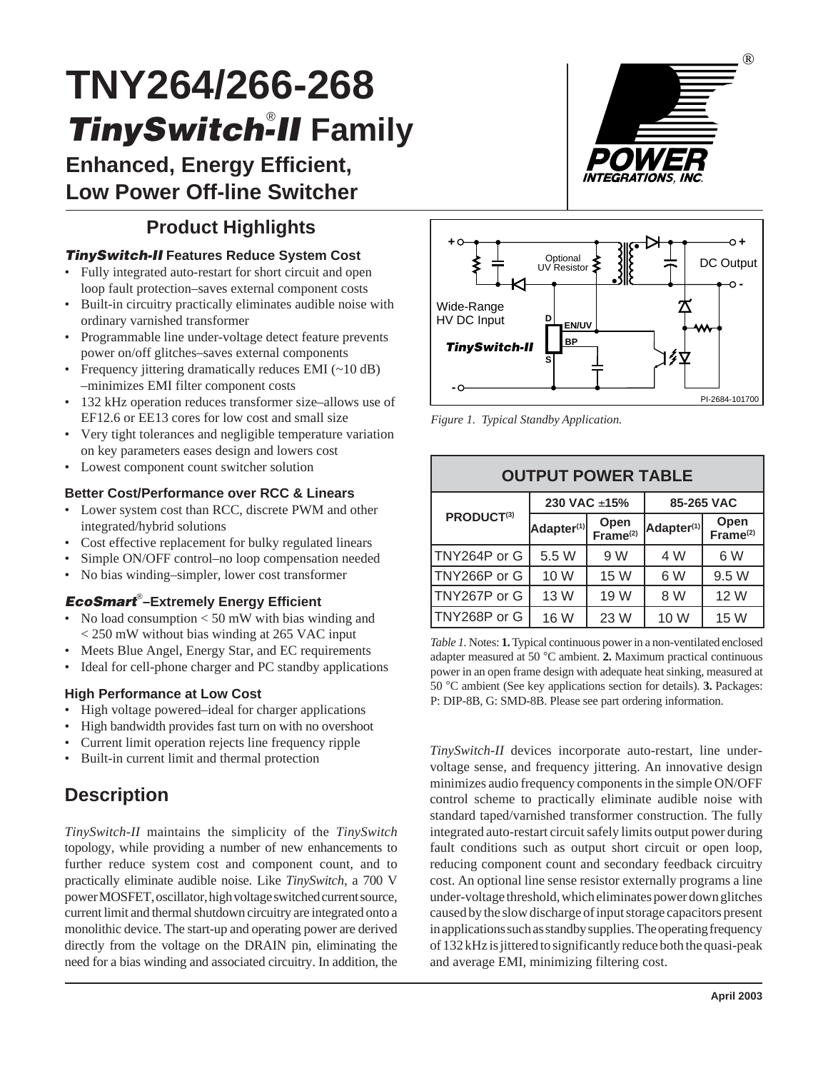# TNY264/266-268

## *TinySwitch-II*® Family

## Enhanced, Energy Efficient, Low Power Off-line Switcher

## Product Highlights

### *TinySwitch-II* Features Reduce System Cost

- Fully integrated auto-restart for short circuit and open loop fault protection–saves external component costs
- Built-in circuitry practically eliminates audible noise with ordinary varnished transformer
- Programmable line under-voltage detect feature prevents power on/off glitches–saves external components
- Frequency jittering dramatically reduces EMI (~10 dB) –minimizes EMI filter component costs
- 132 kHz operation reduces transformer size–allows use of EF12.6 or EE13 cores for low cost and small size
- Very tight tolerances and negligible temperature variation on key parameters eases design and lowers cost
- Lowest component count switcher solution

### Better Cost/Performance over RCC & Linears

- Lower system cost than RCC, discrete PWM and other integrated/hybrid solutions
- Cost effective replacement for bulky regulated linears
- Simple ON/OFF control–no loop compensation needed
- No bias winding–simpler, lower cost transformer

### *EcoSmart*® –Extremely Energy Efficient

- No load consumption < 50 mW with bias winding and < 250 mW without bias winding at 265 VAC input
- Meets Blue Angel, Energy Star, and EC requirements
- Ideal for cell-phone charger and PC standby applications

### High Performance at Low Cost

- High voltage powered–ideal for charger applications
- High bandwidth provides fast turn on with no overshoot
- Current limit operation rejects line frequency ripple
- Built-in current limit and thermal protection

*Figure 1. Typical Standby Application.*

| OUTPUT POWER TABLE | | | | |
|---|---|---|---|---|
| PRODUCT[3] | 230 VAC ±15% | | 85-265 VAC | |
| | Adapter[1] | Open Frame[2] | Adapter[1] | Open Frame[2] |
| TNY264P or G | 5.5 W | 9 W | 4 W | 6 W |
| TNY266P or G | 10 W | 15 W | 6 W | 9.5 W |
| TNY267P or G | 13 W | 19 W | 8 W | 12 W |
| TNY268P or G | 16 W | 23 W | 10 W | 15 W |

*Table 1.* Notes: **1.** Typical continuous power in a non-ventilated enclosed adapter measured at 50 °C ambient. **2.** Maximum practical continuous power in an open frame design with adequate heat sinking, measured at 50 °C ambient (See key applications section for details). **3.** Packages: P: DIP-8B, G: SMD-8B. Please see part ordering information.

## Description

*TinySwitch-II* maintains the simplicity of the *TinySwitch* topology, while providing a number of new enhancements to further reduce system cost and component count, and to practically eliminate audible noise. Like *TinySwitch*, a 700 V power MOSFET, oscillator, high voltage switched current source, current limit and thermal shutdown circuitry are integrated onto a monolithic device. The start-up and operating power are derived directly from the voltage on the DRAIN pin, eliminating the need for a bias winding and associated circuitry. In addition, the *TinySwitch-II* devices incorporate auto-restart, line under-voltage sense, and frequency jittering. An innovative design minimizes audio frequency components in the simple ON/OFF control scheme to practically eliminate audible noise with standard taped/varnished transformer construction. The fully integrated auto-restart circuit safely limits output power during fault conditions such as output short circuit or open loop, reducing component count and secondary feedback circuitry cost. An optional line sense resistor externally programs a line under-voltage threshold, which eliminates power down glitches caused by the slow discharge of input storage capacitors present in applications such as standby supplies. The operating frequency of 132 kHz is jittered to significantly reduce both the quasi-peak and average EMI, minimizing filtering cost.

April 2003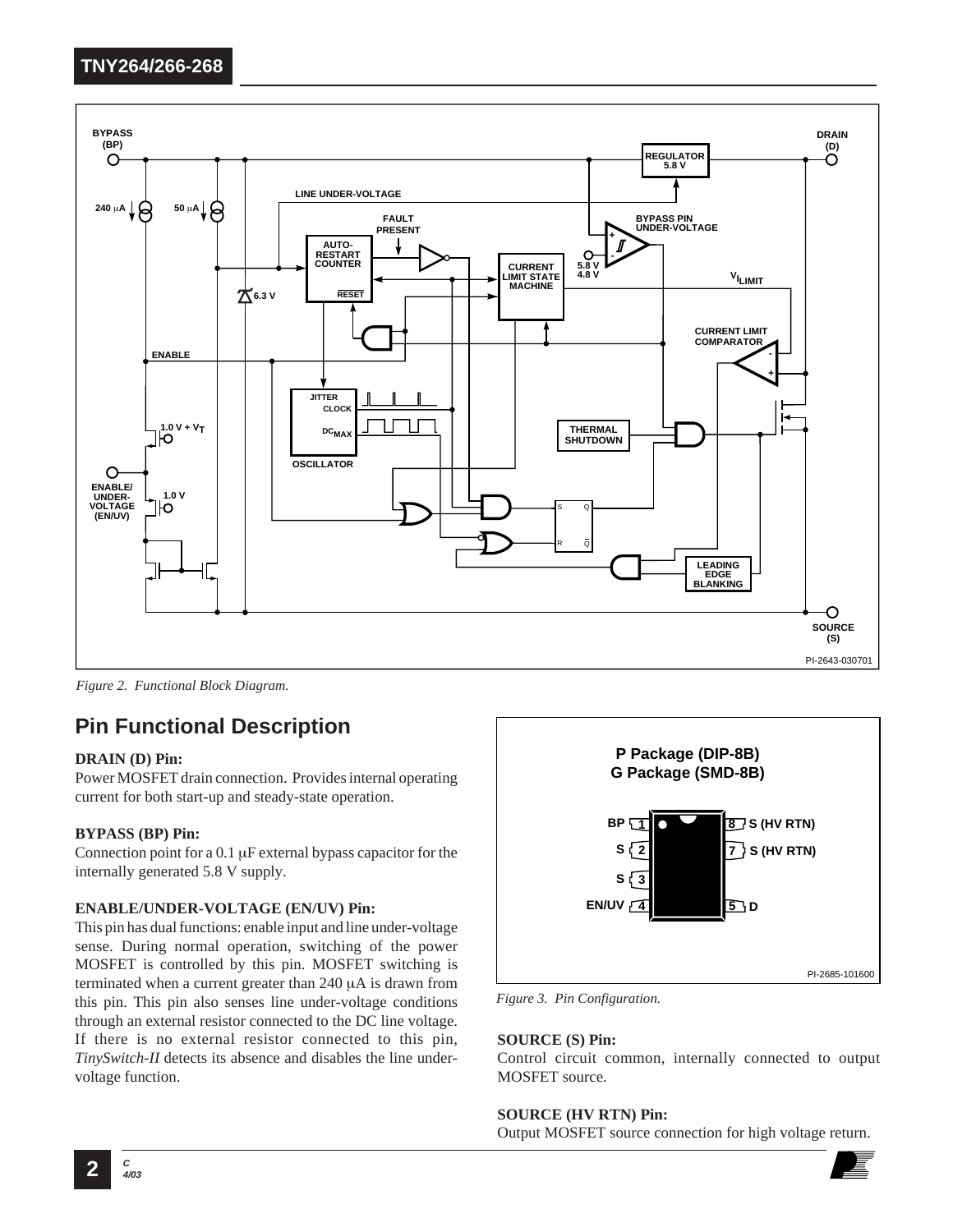*Figure 2. Functional Block Diagram.*

## Pin Functional Description

**DRAIN (D) Pin:**

Power MOSFET drain connection. Provides internal operating current for both start-up and steady-state operation.

**BYPASS (BP) Pin:**

Connection point for a 0.1 μF external bypass capacitor for the internally generated 5.8 V supply.

**ENABLE/UNDER-VOLTAGE (EN/UV) Pin:**

This pin has dual functions: enable input and line under-voltage sense. During normal operation, switching of the power MOSFET is controlled by this pin. MOSFET switching is terminated when a current greater than 240 μA is drawn from this pin. This pin also senses line under-voltage conditions through an external resistor connected to the DC line voltage. If there is no external resistor connected to this pin, *TinySwitch-II* detects its absence and disables the line under-voltage function.

*Figure 3. Pin Configuration.*

**SOURCE (S) Pin:**

Control circuit common, internally connected to output MOSFET source.

**SOURCE (HV RTN) Pin:**

Output MOSFET source connection for high voltage return.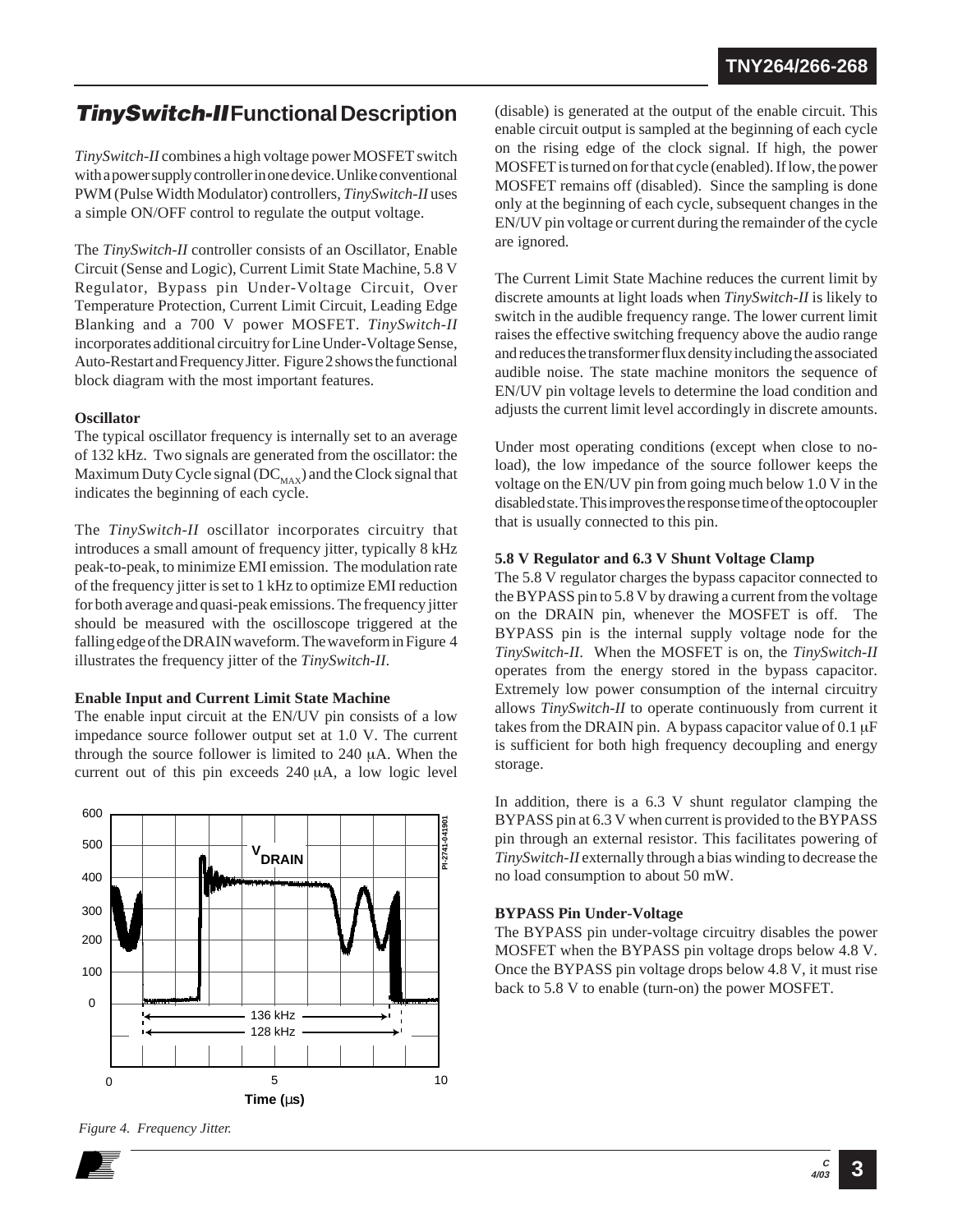## *TinySwitch-II* Functional Description

*TinySwitch-II* combines a high voltage power MOSFET switch with a power supply controller in one device. Unlike conventional PWM (Pulse Width Modulator) controllers, *TinySwitch-II* uses a simple ON/OFF control to regulate the output voltage.

The *TinySwitch-II* controller consists of an Oscillator, Enable Circuit (Sense and Logic), Current Limit State Machine, 5.8 V Regulator, Bypass pin Under-Voltage Circuit, Over Temperature Protection, Current Limit Circuit, Leading Edge Blanking and a 700 V power MOSFET. *TinySwitch-II* incorporates additional circuitry for Line Under-Voltage Sense, Auto-Restart and Frequency Jitter. Figure 2 shows the functional block diagram with the most important features.

### Oscillator

The typical oscillator frequency is internally set to an average of 132 kHz. Two signals are generated from the oscillator: the Maximum Duty Cycle signal ($DC_{MAX}$) and the Clock signal that indicates the beginning of each cycle.

The *TinySwitch-II* oscillator incorporates circuitry that introduces a small amount of frequency jitter, typically 8 kHz peak-to-peak, to minimize EMI emission. The modulation rate of the frequency jitter is set to 1 kHz to optimize EMI reduction for both average and quasi-peak emissions. The frequency jitter should be measured with the oscilloscope triggered at the falling edge of the DRAIN waveform. The waveform in Figure 4 illustrates the frequency jitter of the *TinySwitch-II*.

### Enable Input and Current Limit State Machine

The enable input circuit at the EN/UV pin consists of a low impedance source follower output set at 1.0 V. The current through the source follower is limited to 240 μA. When the current out of this pin exceeds 240 μA, a low logic level (disable) is generated at the output of the enable circuit. This enable circuit output is sampled at the beginning of each cycle on the rising edge of the clock signal. If high, the power MOSFET is turned on for that cycle (enabled). If low, the power MOSFET remains off (disabled). Since the sampling is done only at the beginning of each cycle, subsequent changes in the EN/UV pin voltage or current during the remainder of the cycle are ignored.

The Current Limit State Machine reduces the current limit by discrete amounts at light loads when *TinySwitch-II* is likely to switch in the audible frequency range. The lower current limit raises the effective switching frequency above the audio range and reduces the transformer flux density including the associated audible noise. The state machine monitors the sequence of EN/UV pin voltage levels to determine the load condition and adjusts the current limit level accordingly in discrete amounts.

Under most operating conditions (except when close to no-load), the low impedance of the source follower keeps the voltage on the EN/UV pin from going much below 1.0 V in the disabled state. This improves the response time of the optocoupler that is usually connected to this pin.

Figure 4. Frequency Jitter.

### 5.8 V Regulator and 6.3 V Shunt Voltage Clamp

The 5.8 V regulator charges the bypass capacitor connected to the BYPASS pin to 5.8 V by drawing a current from the voltage on the DRAIN pin, whenever the MOSFET is off. The BYPASS pin is the internal supply voltage node for the *TinySwitch-II*. When the MOSFET is on, the *TinySwitch-II* operates from the energy stored in the bypass capacitor. Extremely low power consumption of the internal circuitry allows *TinySwitch-II* to operate continuously from current it takes from the DRAIN pin. A bypass capacitor value of 0.1 μF is sufficient for both high frequency decoupling and energy storage.

In addition, there is a 6.3 V shunt regulator clamping the BYPASS pin at 6.3 V when current is provided to the BYPASS pin through an external resistor. This facilitates powering of *TinySwitch-II* externally through a bias winding to decrease the no load consumption to about 50 mW.

### BYPASS Pin Under-Voltage

The BYPASS pin under-voltage circuitry disables the power MOSFET when the BYPASS pin voltage drops below 4.8 V. Once the BYPASS pin voltage drops below 4.8 V, it must rise back to 5.8 V to enable (turn-on) the power MOSFET.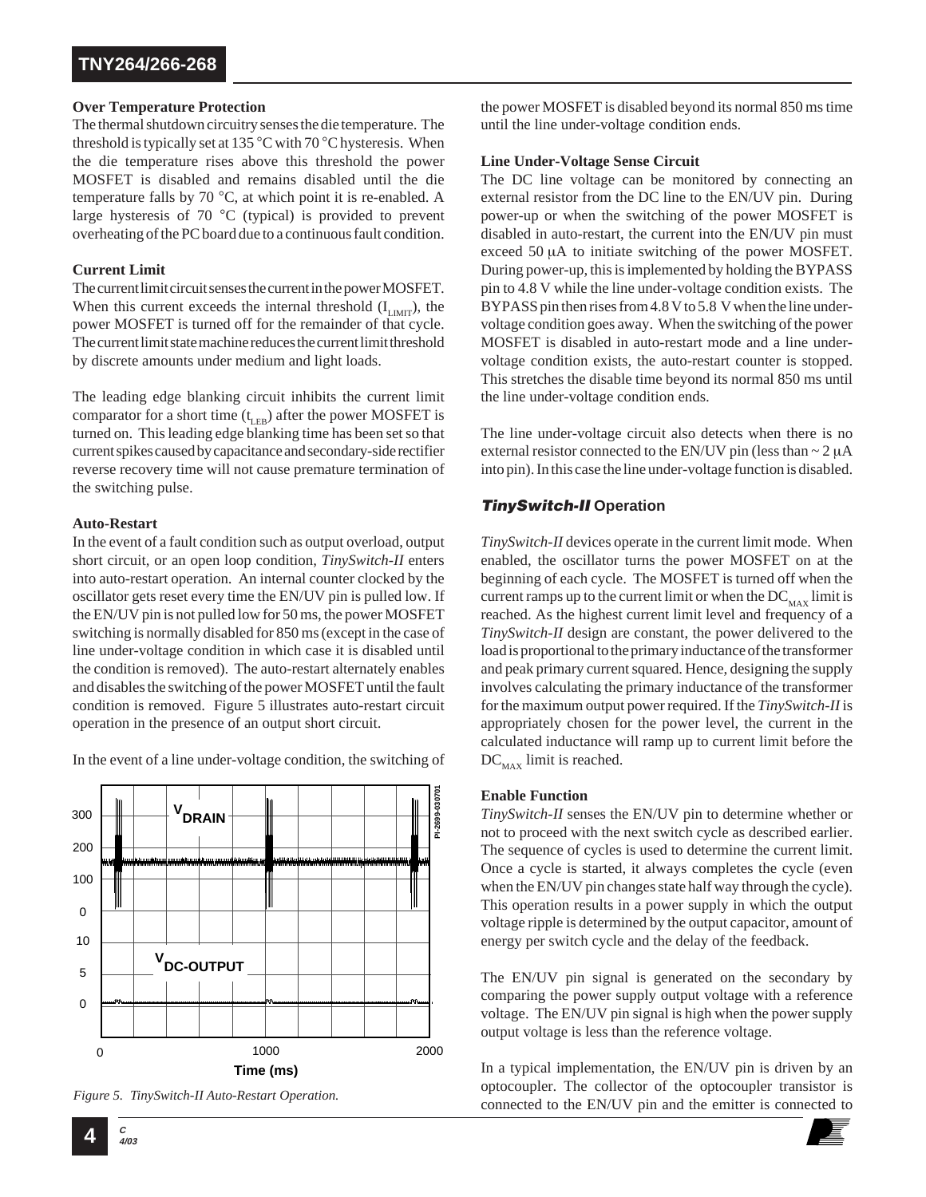### Over Temperature Protection

The thermal shutdown circuitry senses the die temperature. The threshold is typically set at 135 °C with 70 °C hysteresis. When the die temperature rises above this threshold the power MOSFET is disabled and remains disabled until the die temperature falls by 70 °C, at which point it is re-enabled. A large hysteresis of 70 °C (typical) is provided to prevent overheating of the PC board due to a continuous fault condition.

### Current Limit

The current limit circuit senses the current in the power MOSFET. When this current exceeds the internal threshold ($I_{LIMIT}$), the power MOSFET is turned off for the remainder of that cycle. The current limit state machine reduces the current limit threshold by discrete amounts under medium and light loads.

The leading edge blanking circuit inhibits the current limit comparator for a short time ($t_{LEB}$) after the power MOSFET is turned on. This leading edge blanking time has been set so that current spikes caused by capacitance and secondary-side rectifier reverse recovery time will not cause premature termination of the switching pulse.

### Auto-Restart

In the event of a fault condition such as output overload, output short circuit, or an open loop condition, *TinySwitch-II* enters into auto-restart operation. An internal counter clocked by the oscillator gets reset every time the EN/UV pin is pulled low. If the EN/UV pin is not pulled low for 50 ms, the power MOSFET switching is normally disabled for 850 ms (except in the case of line under-voltage condition in which case it is disabled until the condition is removed). The auto-restart alternately enables and disables the switching of the power MOSFET until the fault condition is removed. Figure 5 illustrates auto-restart circuit operation in the presence of an output short circuit.

In the event of a line under-voltage condition, the switching of the power MOSFET is disabled beyond its normal 850 ms time until the line under-voltage condition ends.

*Figure 5. TinySwitch-II Auto-Restart Operation.*

### Line Under-Voltage Sense Circuit

The DC line voltage can be monitored by connecting an external resistor from the DC line to the EN/UV pin. During power-up or when the switching of the power MOSFET is disabled in auto-restart, the current into the EN/UV pin must exceed 50 μA to initiate switching of the power MOSFET. During power-up, this is implemented by holding the BYPASS pin to 4.8 V while the line under-voltage condition exists. The BYPASS pin then rises from 4.8 V to 5.8 V when the line under-voltage condition goes away. When the switching of the power MOSFET is disabled in auto-restart mode and a line under-voltage condition exists, the auto-restart counter is stopped. This stretches the disable time beyond its normal 850 ms until the line under-voltage condition ends.

The line under-voltage circuit also detects when there is no external resistor connected to the EN/UV pin (less than ~ 2 μA into pin). In this case the line under-voltage function is disabled.

## *TinySwitch-II* Operation

*TinySwitch-II* devices operate in the current limit mode. When enabled, the oscillator turns the power MOSFET on at the beginning of each cycle. The MOSFET is turned off when the current ramps up to the current limit or when the $DC_{MAX}$ limit is reached. As the highest current limit level and frequency of a *TinySwitch-II* design are constant, the power delivered to the load is proportional to the primary inductance of the transformer and peak primary current squared. Hence, designing the supply involves calculating the primary inductance of the transformer for the maximum output power required. If the *TinySwitch-II* is appropriately chosen for the power level, the current in the calculated inductance will ramp up to current limit before the $DC_{MAX}$ limit is reached.

### Enable Function

*TinySwitch-II* senses the EN/UV pin to determine whether or not to proceed with the next switch cycle as described earlier. The sequence of cycles is used to determine the current limit. Once a cycle is started, it always completes the cycle (even when the EN/UV pin changes state half way through the cycle). This operation results in a power supply in which the output voltage ripple is determined by the output capacitor, amount of energy per switch cycle and the delay of the feedback.

The EN/UV pin signal is generated on the secondary by comparing the power supply output voltage with a reference voltage. The EN/UV pin signal is high when the power supply output voltage is less than the reference voltage.

In a typical implementation, the EN/UV pin is driven by an optocoupler. The collector of the optocoupler transistor is connected to the EN/UV pin and the emitter is connected to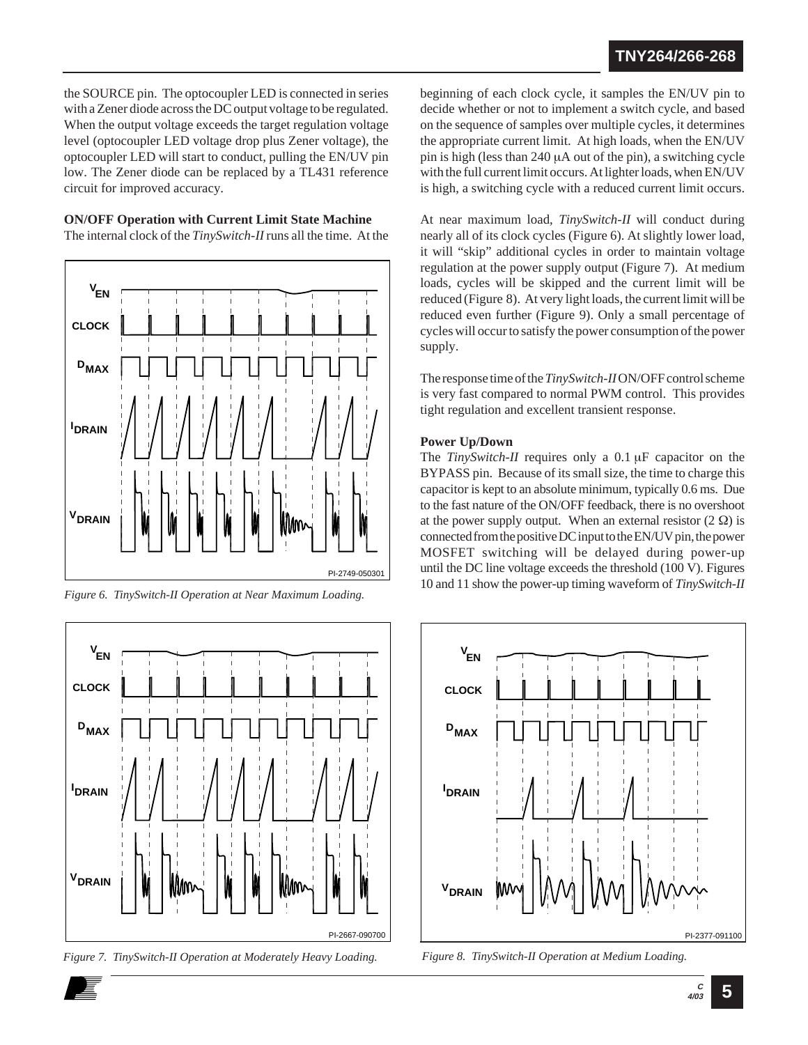the SOURCE pin. The optocoupler LED is connected in series with a Zener diode across the DC output voltage to be regulated. When the output voltage exceeds the target regulation voltage level (optocoupler LED voltage drop plus Zener voltage), the optocoupler LED will start to conduct, pulling the EN/UV pin low. The Zener diode can be replaced by a TL431 reference circuit for improved accuracy.

**ON/OFF Operation with Current Limit State Machine**

The internal clock of the *TinySwitch-II* runs all the time. At the beginning of each clock cycle, it samples the EN/UV pin to decide whether or not to implement a switch cycle, and based on the sequence of samples over multiple cycles, it determines the appropriate current limit. At high loads, when the EN/UV pin is high (less than 240 μA out of the pin), a switching cycle with the full current limit occurs. At lighter loads, when EN/UV is high, a switching cycle with a reduced current limit occurs.

*Figure 6. TinySwitch-II Operation at Near Maximum Loading.*

At near maximum load, *TinySwitch-II* will conduct during nearly all of its clock cycles (Figure 6). At slightly lower load, it will "skip" additional cycles in order to maintain voltage regulation at the power supply output (Figure 7). At medium loads, cycles will be skipped and the current limit will be reduced (Figure 8). At very light loads, the current limit will be reduced even further (Figure 9). Only a small percentage of cycles will occur to satisfy the power consumption of the power supply.

The response time of the *TinySwitch-II* ON/OFF control scheme is very fast compared to normal PWM control. This provides tight regulation and excellent transient response.

**Power Up/Down**

The *TinySwitch-II* requires only a 0.1 μF capacitor on the BYPASS pin. Because of its small size, the time to charge this capacitor is kept to an absolute minimum, typically 0.6 ms. Due to the fast nature of the ON/OFF feedback, there is no overshoot at the power supply output. When an external resistor (2 Ω) is connected from the positive DC input to the EN/UV pin, the power MOSFET switching will be delayed during power-up until the DC line voltage exceeds the threshold (100 V). Figures 10 and 11 show the power-up timing waveform of *TinySwitch-II*

*Figure 7. TinySwitch-II Operation at Moderately Heavy Loading.*

*Figure 8. TinySwitch-II Operation at Medium Loading.*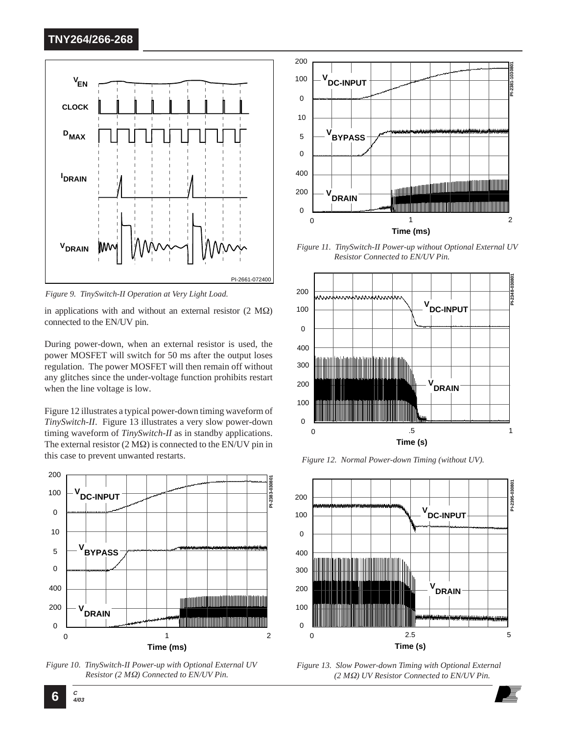*Figure 9. TinySwitch-II Operation at Very Light Load.*

in applications with and without an external resistor (2 MΩ) connected to the EN/UV pin.

During power-down, when an external resistor is used, the power MOSFET will switch for 50 ms after the output loses regulation. The power MOSFET will then remain off without any glitches since the under-voltage function prohibits restart when the line voltage is low.

Figure 12 illustrates a typical power-down timing waveform of *TinySwitch-II*. Figure 13 illustrates a very slow power-down timing waveform of *TinySwitch-II* as in standby applications. The external resistor (2 MΩ) is connected to the EN/UV pin in this case to prevent unwanted restarts.

*Figure 10. TinySwitch-II Power-up with Optional External UV Resistor (2 MΩ) Connected to EN/UV Pin.*

*Figure 11. TinySwitch-II Power-up without Optional External UV Resistor Connected to EN/UV Pin.*

*Figure 12. Normal Power-down Timing (without UV).*

*Figure 13. Slow Power-down Timing with Optional External (2 MΩ) UV Resistor Connected to EN/UV Pin.*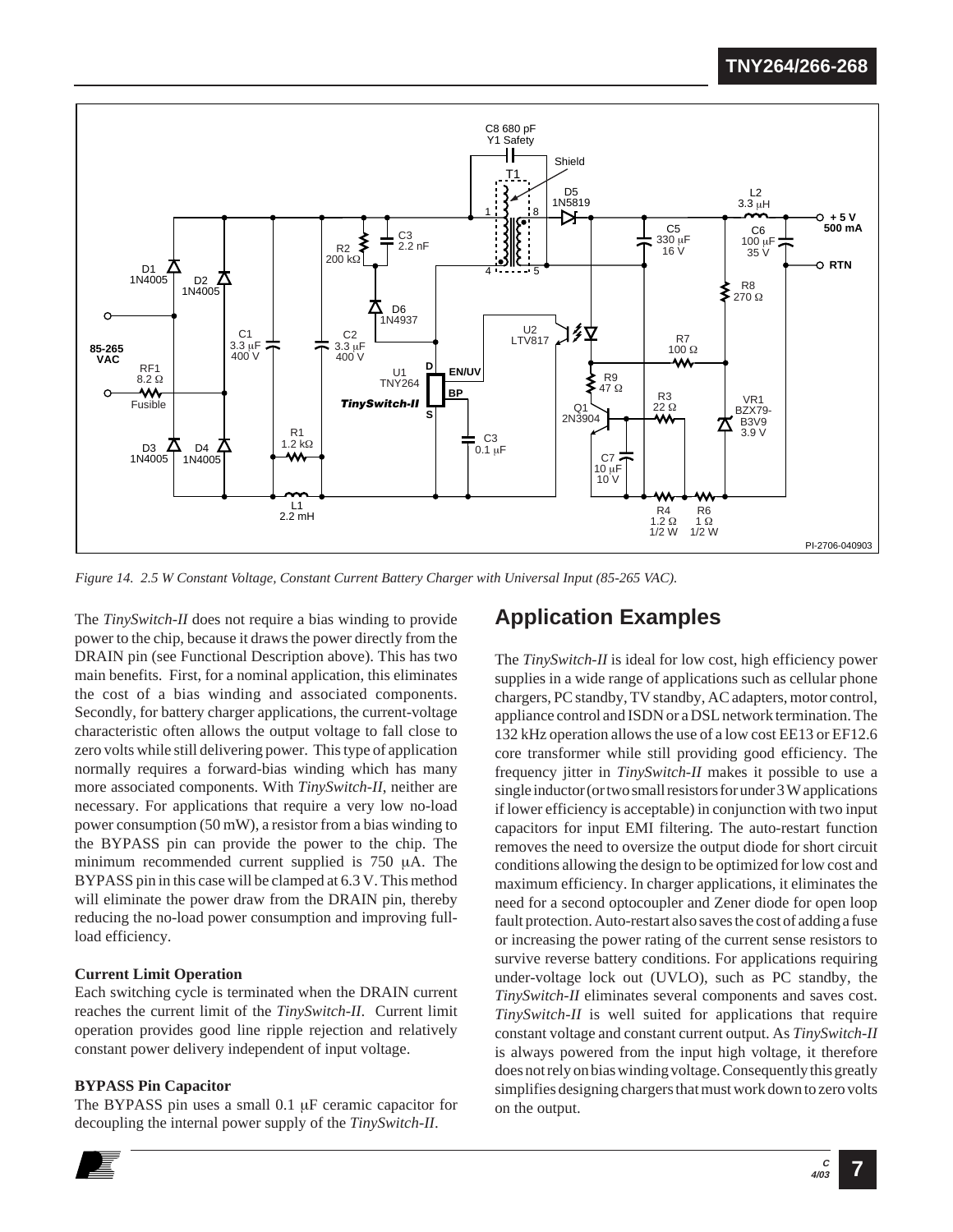*Figure 14. 2.5 W Constant Voltage, Constant Current Battery Charger with Universal Input (85-265 VAC).*

The *TinySwitch-II* does not require a bias winding to provide power to the chip, because it draws the power directly from the DRAIN pin (see Functional Description above). This has two main benefits. First, for a nominal application, this eliminates the cost of a bias winding and associated components. Secondly, for battery charger applications, the current-voltage characteristic often allows the output voltage to fall close to zero volts while still delivering power. This type of application normally requires a forward-bias winding which has many more associated components. With *TinySwitch-II*, neither are necessary. For applications that require a very low no-load power consumption (50 mW), a resistor from a bias winding to the BYPASS pin can provide the power to the chip. The minimum recommended current supplied is 750 μA. The BYPASS pin in this case will be clamped at 6.3 V. This method will eliminate the power draw from the DRAIN pin, thereby reducing the no-load power consumption and improving full-load efficiency.

**Current Limit Operation**

Each switching cycle is terminated when the DRAIN current reaches the current limit of the *TinySwitch-II*. Current limit operation provides good line ripple rejection and relatively constant power delivery independent of input voltage.

**BYPASS Pin Capacitor**

The BYPASS pin uses a small 0.1 μF ceramic capacitor for decoupling the internal power supply of the *TinySwitch-II*.

## Application Examples

The *TinySwitch-II* is ideal for low cost, high efficiency power supplies in a wide range of applications such as cellular phone chargers, PC standby, TV standby, AC adapters, motor control, appliance control and ISDN or a DSL network termination. The 132 kHz operation allows the use of a low cost EE13 or EF12.6 core transformer while still providing good efficiency. The frequency jitter in *TinySwitch-II* makes it possible to use a single inductor (or two small resistors for under 3 W applications if lower efficiency is acceptable) in conjunction with two input capacitors for input EMI filtering. The auto-restart function removes the need to oversize the output diode for short circuit conditions allowing the design to be optimized for low cost and maximum efficiency. In charger applications, it eliminates the need for a second optocoupler and Zener diode for open loop fault protection. Auto-restart also saves the cost of adding a fuse or increasing the power rating of the current sense resistors to survive reverse battery conditions. For applications requiring under-voltage lock out (UVLO), such as PC standby, the *TinySwitch-II* eliminates several components and saves cost. *TinySwitch-II* is well suited for applications that require constant voltage and constant current output. As *TinySwitch-II* is always powered from the input high voltage, it therefore does not rely on bias winding voltage. Consequently this greatly simplifies designing chargers that must work down to zero volts on the output.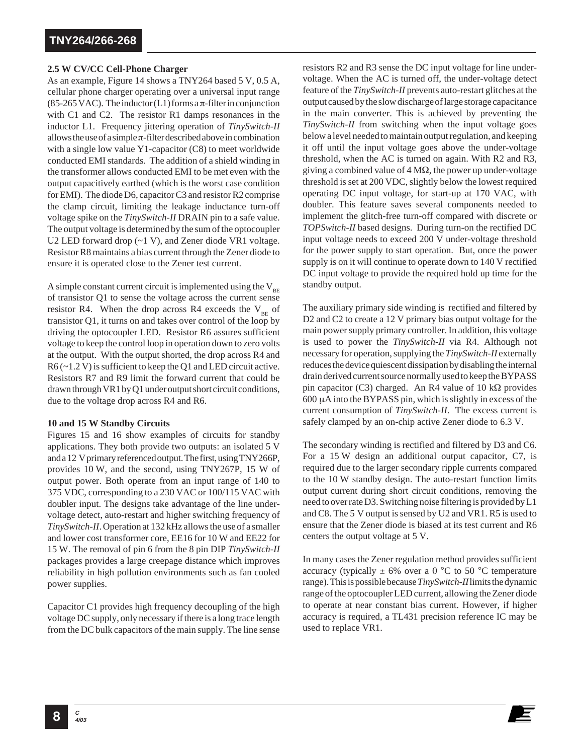### 2.5 W CV/CC Cell-Phone Charger

As an example, Figure 14 shows a TNY264 based 5 V, 0.5 A, cellular phone charger operating over a universal input range (85-265 VAC). The inductor (L1) forms a π-filter in conjunction with C1 and C2. The resistor R1 damps resonances in the inductor L1. Frequency jittering operation of *TinySwitch-II* allows the use of a simple π-filter described above in combination with a single low value Y1-capacitor (C8) to meet worldwide conducted EMI standards. The addition of a shield winding in the transformer allows conducted EMI to be met even with the output capacitively earthed (which is the worst case condition for EMI). The diode D6, capacitor C3 and resistor R2 comprise the clamp circuit, limiting the leakage inductance turn-off voltage spike on the *TinySwitch-II* DRAIN pin to a safe value. The output voltage is determined by the sum of the optocoupler U2 LED forward drop (~1 V), and Zener diode VR1 voltage. Resistor R8 maintains a bias current through the Zener diode to ensure it is operated close to the Zener test current.

A simple constant current circuit is implemented using the $V_{BE}$ of transistor Q1 to sense the voltage across the current sense resistor R4. When the drop across R4 exceeds the $V_{BE}$ of transistor Q1, it turns on and takes over control of the loop by driving the optocoupler LED. Resistor R6 assures sufficient voltage to keep the control loop in operation down to zero volts at the output. With the output shorted, the drop across R4 and R6 (~1.2 V) is sufficient to keep the Q1 and LED circuit active. Resistors R7 and R9 limit the forward current that could be drawn through VR1 by Q1 under output short circuit conditions, due to the voltage drop across R4 and R6.

### 10 and 15 W Standby Circuits

Figures 15 and 16 show examples of circuits for standby applications. They both provide two outputs: an isolated 5 V and a 12 V primary referenced output. The first, using TNY266P, provides 10 W, and the second, using TNY267P, 15 W of output power. Both operate from an input range of 140 to 375 VDC, corresponding to a 230 VAC or 100/115 VAC with doubler input. The designs take advantage of the line under-voltage detect, auto-restart and higher switching frequency of *TinySwitch-II*. Operation at 132 kHz allows the use of a smaller and lower cost transformer core, EE16 for 10 W and EE22 for 15 W. The removal of pin 6 from the 8 pin DIP *TinySwitch-II* packages provides a large creepage distance which improves reliability in high pollution environments such as fan cooled power supplies.

Capacitor C1 provides high frequency decoupling of the high voltage DC supply, only necessary if there is a long trace length from the DC bulk capacitors of the main supply. The line sense resistors R2 and R3 sense the DC input voltage for line under-voltage. When the AC is turned off, the under-voltage detect feature of the *TinySwitch-II* prevents auto-restart glitches at the output caused by the slow discharge of large storage capacitance in the main converter. This is achieved by preventing the *TinySwitch-II* from switching when the input voltage goes below a level needed to maintain output regulation, and keeping it off until the input voltage goes above the under-voltage threshold, when the AC is turned on again. With R2 and R3, giving a combined value of 4 MΩ, the power up under-voltage threshold is set at 200 VDC, slightly below the lowest required operating DC input voltage, for start-up at 170 VAC, with doubler. This feature saves several components needed to implement the glitch-free turn-off compared with discrete or *TOPSwitch-II* based designs. During turn-on the rectified DC input voltage needs to exceed 200 V under-voltage threshold for the power supply to start operation. But, once the power supply is on it will continue to operate down to 140 V rectified DC input voltage to provide the required hold up time for the standby output.

The auxiliary primary side winding is rectified and filtered by D2 and C2 to create a 12 V primary bias output voltage for the main power supply primary controller. In addition, this voltage is used to power the *TinySwitch-II* via R4. Although not necessary for operation, supplying the *TinySwitch-II* externally reduces the device quiescent dissipation by disabling the internal drain derived current source normally used to keep the BYPASS pin capacitor (C3) charged. An R4 value of 10 kΩ provides 600 μA into the BYPASS pin, which is slightly in excess of the current consumption of *TinySwitch-II*. The excess current is safely clamped by an on-chip active Zener diode to 6.3 V.

The secondary winding is rectified and filtered by D3 and C6. For a 15 W design an additional output capacitor, C7, is required due to the larger secondary ripple currents compared to the 10 W standby design. The auto-restart function limits output current during short circuit conditions, removing the need to over rate D3. Switching noise filtering is provided by L1 and C8. The 5 V output is sensed by U2 and VR1. R5 is used to ensure that the Zener diode is biased at its test current and R6 centers the output voltage at 5 V.

In many cases the Zener regulation method provides sufficient accuracy (typically ± 6% over a 0 °C to 50 °C temperature range). This is possible because *TinySwitch-II* limits the dynamic range of the optocoupler LED current, allowing the Zener diode to operate at near constant bias current. However, if higher accuracy is required, a TL431 precision reference IC may be used to replace VR1.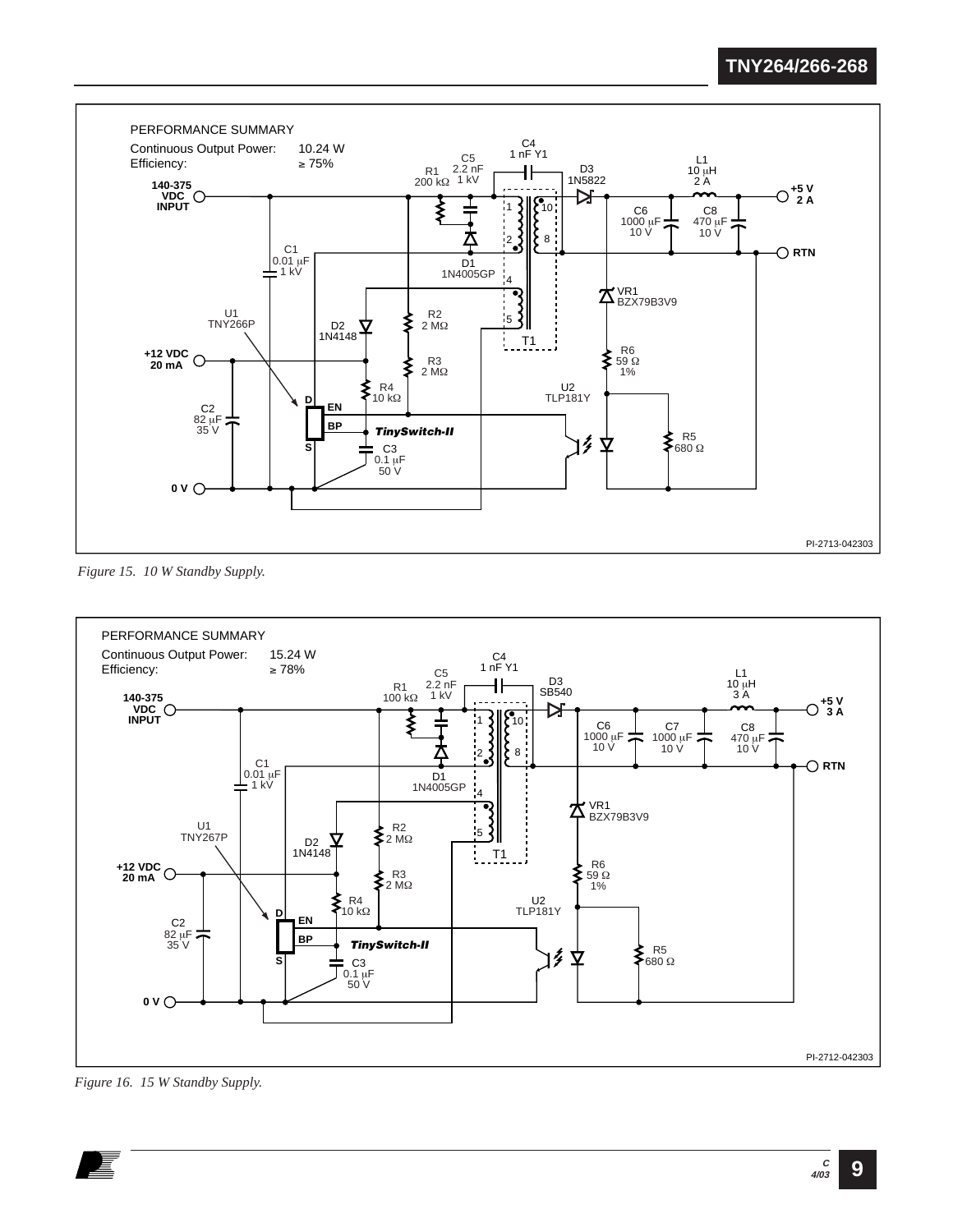PERFORMANCE SUMMARY

Continuous Output Power: 10.24 W

Efficiency: ≥ 75%

140-375 VDC INPUT

+12 VDC 20 mA

0 V

+5 V 2 A

RTN

C1 0.01 µF 1 kV

R1 200 kΩ

C5 2.2 nF 1 kV

C4 1 nF Y1

D1 1N4005GP

D2 1N4148

D3 1N5822

R2 2 MΩ

R3 2 MΩ

R4 10 kΩ

C2 82 µF 35 V

C3 0.1 µF 50 V

U1 TNY266P

T1

L1 10 µH 2 A

C6 1000 µF 10 V

C8 470 µF 10 V

VR1 BZX79B3V9

R6 59 Ω 1%

U2 TLP181Y

R5 680 Ω

*TinySwitch-II*

PI-2713-042303

*Figure 15. 10 W Standby Supply.*

PERFORMANCE SUMMARY

Continuous Output Power: 15.24 W

Efficiency: ≥ 78%

140-375 VDC INPUT

+12 VDC 20 mA

0 V

+5 V 3 A

RTN

C1 0.01 µF 1 kV

R1 100 kΩ

C5 2.2 nF 1 kV

C4 1 nF Y1

D1 1N4005GP

D2 1N4148

D3 SB540

R2 2 MΩ

R3 2 MΩ

R4 10 kΩ

C2 82 µF 35 V

C3 0.1 µF 50 V

U1 TNY267P

T1

L1 10 µH 3 A

C6 1000 µF 10 V

C7 1000 µF 10 V

C8 470 µF 10 V

VR1 BZX79B3V9

R6 59 Ω 1%

U2 TLP181Y

R5 680 Ω

*TinySwitch-II*

PI-2712-042303

*Figure 16. 15 W Standby Supply.*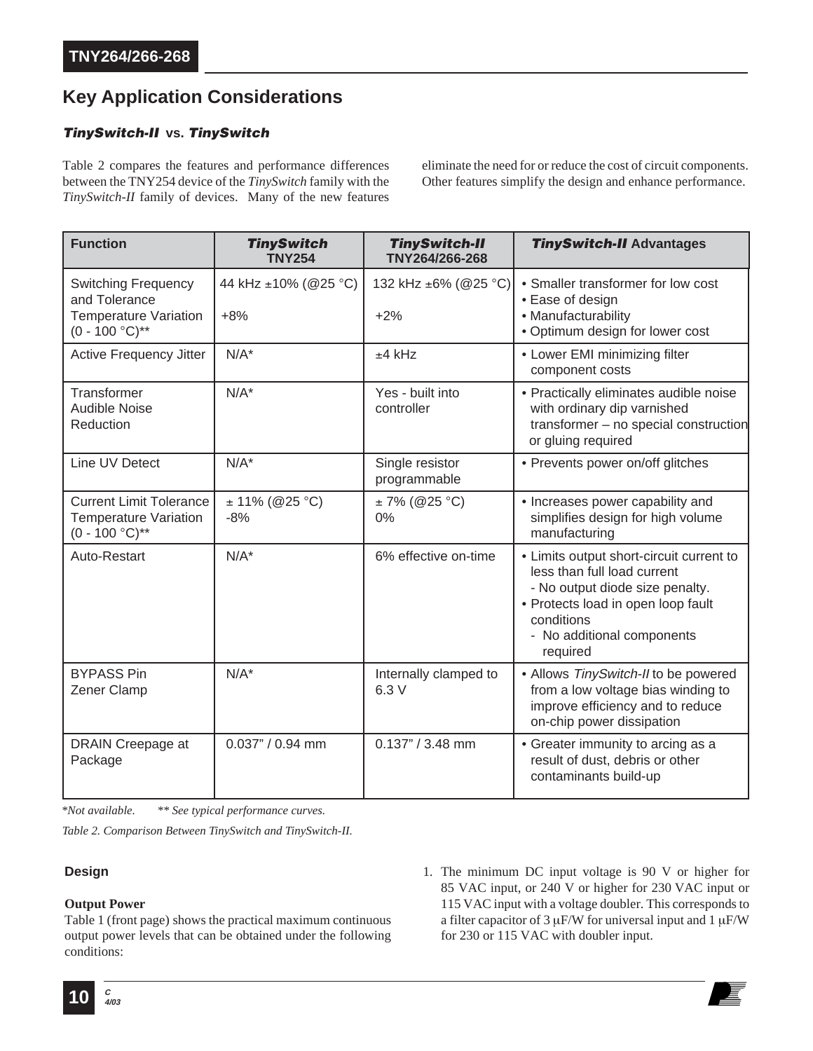## Key Application Considerations

### *TinySwitch-II* vs. *TinySwitch*

Table 2 compares the features and performance differences between the TNY254 device of the *TinySwitch* family with the *TinySwitch-II* family of devices. Many of the new features eliminate the need for or reduce the cost of circuit components. Other features simplify the design and enhance performance.

| Function | *TinySwitch* TNY254 | *TinySwitch-II* TNY264/266-268 | *TinySwitch-II* Advantages |
|---|---|---|---|
| Switching Frequency and Tolerance<br>Temperature Variation (0 - 100 °C)** | 44 kHz ±10% (@25 °C)<br>+8% | 132 kHz ±6% (@25 °C)<br>+2% | • Smaller transformer for low cost<br>• Ease of design<br>• Manufacturability<br>• Optimum design for lower cost |
| Active Frequency Jitter | N/A* | ±4 kHz | • Lower EMI minimizing filter component costs |
| Transformer Audible Noise Reduction | N/A* | Yes - built into controller | • Practically eliminates audible noise with ordinary dip varnished transformer – no special construction or gluing required |
| Line UV Detect | N/A* | Single resistor programmable | • Prevents power on/off glitches |
| Current Limit Tolerance<br>Temperature Variation (0 - 100 °C)** | ± 11% (@25 °C)<br>-8% | ± 7% (@25 °C)<br>0% | • Increases power capability and simplifies design for high volume manufacturing |
| Auto-Restart | N/A* | 6% effective on-time | • Limits output short-circuit current to less than full load current<br>- No output diode size penalty.<br>• Protects load in open loop fault conditions<br>- No additional components required |
| BYPASS Pin Zener Clamp | N/A* | Internally clamped to 6.3 V | • Allows *TinySwitch-II* to be powered from a low voltage bias winding to improve efficiency and to reduce on-chip power dissipation |
| DRAIN Creepage at Package | 0.037" / 0.94 mm | 0.137" / 3.48 mm | • Greater immunity to arcing as a result of dust, debris or other contaminants build-up |

*\*Not available. \*\* See typical performance curves.*

*Table 2. Comparison Between TinySwitch and TinySwitch-II.*

### Design

**Output Power**

Table 1 (front page) shows the practical maximum continuous output power levels that can be obtained under the following conditions:

1. The minimum DC input voltage is 90 V or higher for 85 VAC input, or 240 V or higher for 230 VAC input or 115 VAC input with a voltage doubler. This corresponds to a filter capacitor of 3 μF/W for universal input and 1 μF/W for 230 or 115 VAC with doubler input.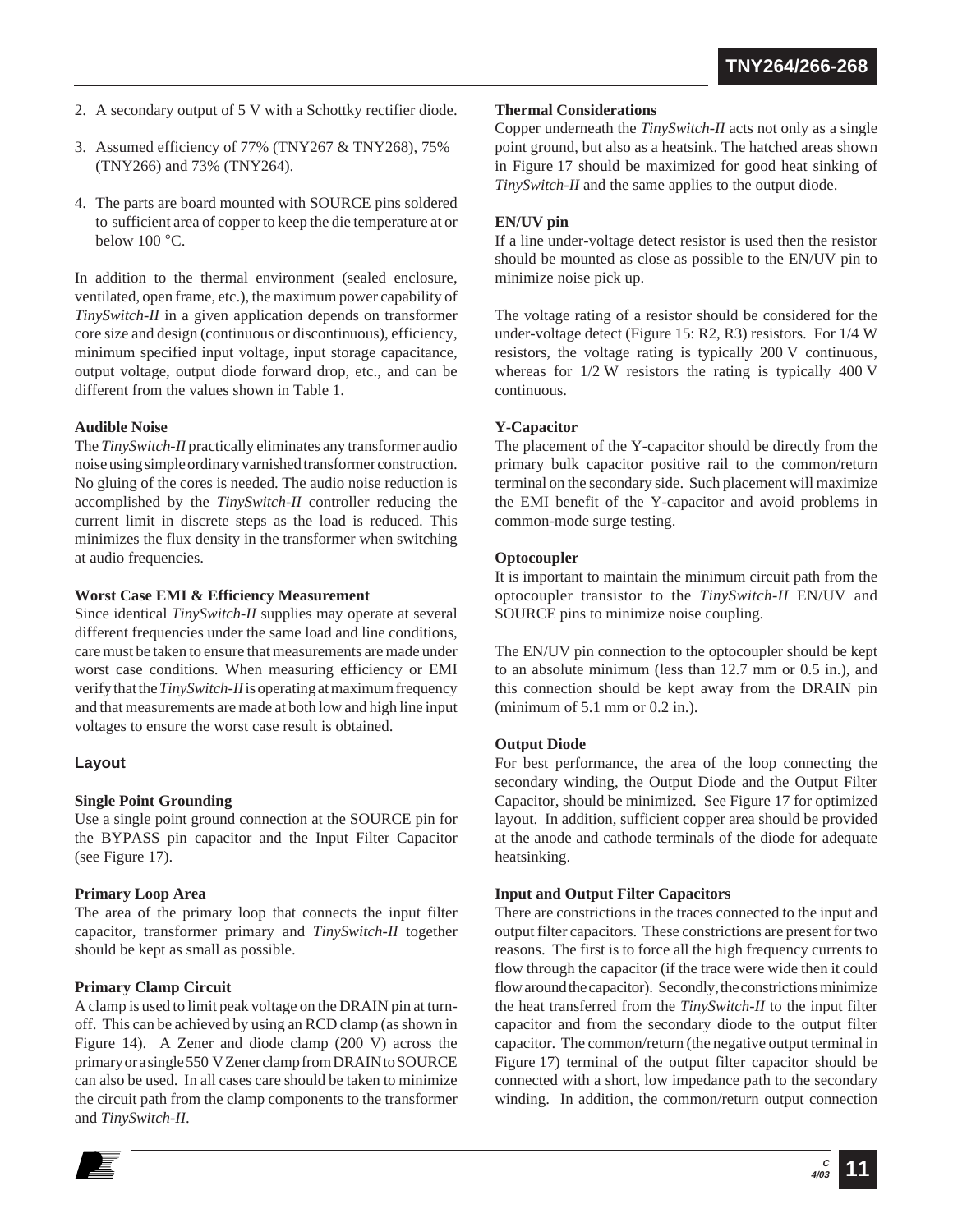2. A secondary output of 5 V with a Schottky rectifier diode.
3. Assumed efficiency of 77% (TNY267 & TNY268), 75% (TNY266) and 73% (TNY264).
4. The parts are board mounted with SOURCE pins soldered to sufficient area of copper to keep the die temperature at or below 100 °C.

In addition to the thermal environment (sealed enclosure, ventilated, open frame, etc.), the maximum power capability of *TinySwitch-II* in a given application depends on transformer core size and design (continuous or discontinuous), efficiency, minimum specified input voltage, input storage capacitance, output voltage, output diode forward drop, etc., and can be different from the values shown in Table 1.

**Audible Noise**

The *TinySwitch-II* practically eliminates any transformer audio noise using simple ordinary varnished transformer construction. No gluing of the cores is needed. The audio noise reduction is accomplished by the *TinySwitch-II* controller reducing the current limit in discrete steps as the load is reduced. This minimizes the flux density in the transformer when switching at audio frequencies.

**Worst Case EMI & Efficiency Measurement**

Since identical *TinySwitch-II* supplies may operate at several different frequencies under the same load and line conditions, care must be taken to ensure that measurements are made under worst case conditions. When measuring efficiency or EMI verify that the *TinySwitch-II* is operating at maximum frequency and that measurements are made at both low and high line input voltages to ensure the worst case result is obtained.

## Layout

**Single Point Grounding**

Use a single point ground connection at the SOURCE pin for the BYPASS pin capacitor and the Input Filter Capacitor (see Figure 17).

**Primary Loop Area**

The area of the primary loop that connects the input filter capacitor, transformer primary and *TinySwitch-II* together should be kept as small as possible.

**Primary Clamp Circuit**

A clamp is used to limit peak voltage on the DRAIN pin at turn-off. This can be achieved by using an RCD clamp (as shown in Figure 14). A Zener and diode clamp (200 V) across the primary or a single 550 V Zener clamp from DRAIN to SOURCE can also be used. In all cases care should be taken to minimize the circuit path from the clamp components to the transformer and *TinySwitch-II*.

**Thermal Considerations**

Copper underneath the *TinySwitch-II* acts not only as a single point ground, but also as a heatsink. The hatched areas shown in Figure 17 should be maximized for good heat sinking of *TinySwitch-II* and the same applies to the output diode.

**EN/UV pin**

If a line under-voltage detect resistor is used then the resistor should be mounted as close as possible to the EN/UV pin to minimize noise pick up.

The voltage rating of a resistor should be considered for the under-voltage detect (Figure 15: R2, R3) resistors. For 1/4 W resistors, the voltage rating is typically 200 V continuous, whereas for 1/2 W resistors the rating is typically 400 V continuous.

**Y-Capacitor**

The placement of the Y-capacitor should be directly from the primary bulk capacitor positive rail to the common/return terminal on the secondary side. Such placement will maximize the EMI benefit of the Y-capacitor and avoid problems in common-mode surge testing.

**Optocoupler**

It is important to maintain the minimum circuit path from the optocoupler transistor to the *TinySwitch-II* EN/UV and SOURCE pins to minimize noise coupling.

The EN/UV pin connection to the optocoupler should be kept to an absolute minimum (less than 12.7 mm or 0.5 in.), and this connection should be kept away from the DRAIN pin (minimum of 5.1 mm or 0.2 in.).

**Output Diode**

For best performance, the area of the loop connecting the secondary winding, the Output Diode and the Output Filter Capacitor, should be minimized. See Figure 17 for optimized layout. In addition, sufficient copper area should be provided at the anode and cathode terminals of the diode for adequate heatsinking.

**Input and Output Filter Capacitors**

There are constrictions in the traces connected to the input and output filter capacitors. These constrictions are present for two reasons. The first is to force all the high frequency currents to flow through the capacitor (if the trace were wide then it could flow around the capacitor). Secondly, the constrictions minimize the heat transferred from the *TinySwitch-II* to the input filter capacitor and from the secondary diode to the output filter capacitor. The common/return (the negative output terminal in Figure 17) terminal of the output filter capacitor should be connected with a short, low impedance path to the secondary winding. In addition, the common/return output connection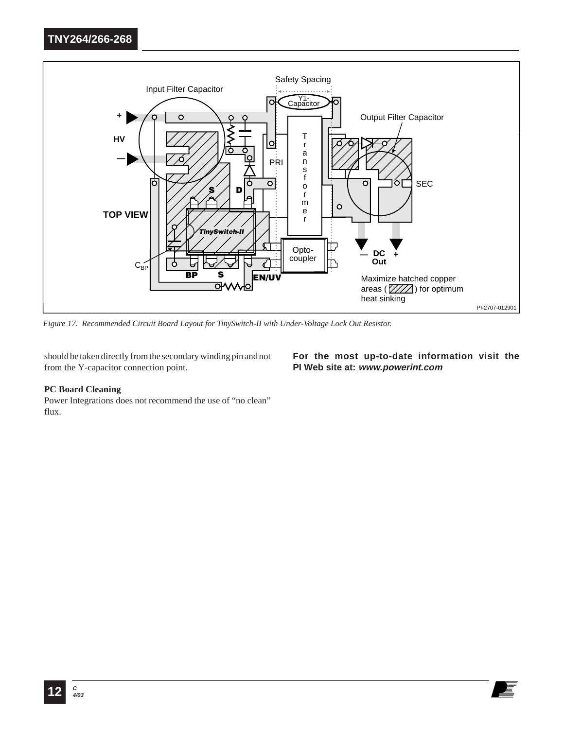*Figure 17. Recommended Circuit Board Layout for TinySwitch-II with Under-Voltage Lock Out Resistor.*

should be taken directly from the secondary winding pin and not from the Y-capacitor connection point.

**PC Board Cleaning**

Power Integrations does not recommend the use of "no clean" flux.

**For the most up-to-date information visit the PI Web site at: *www.powerint.com***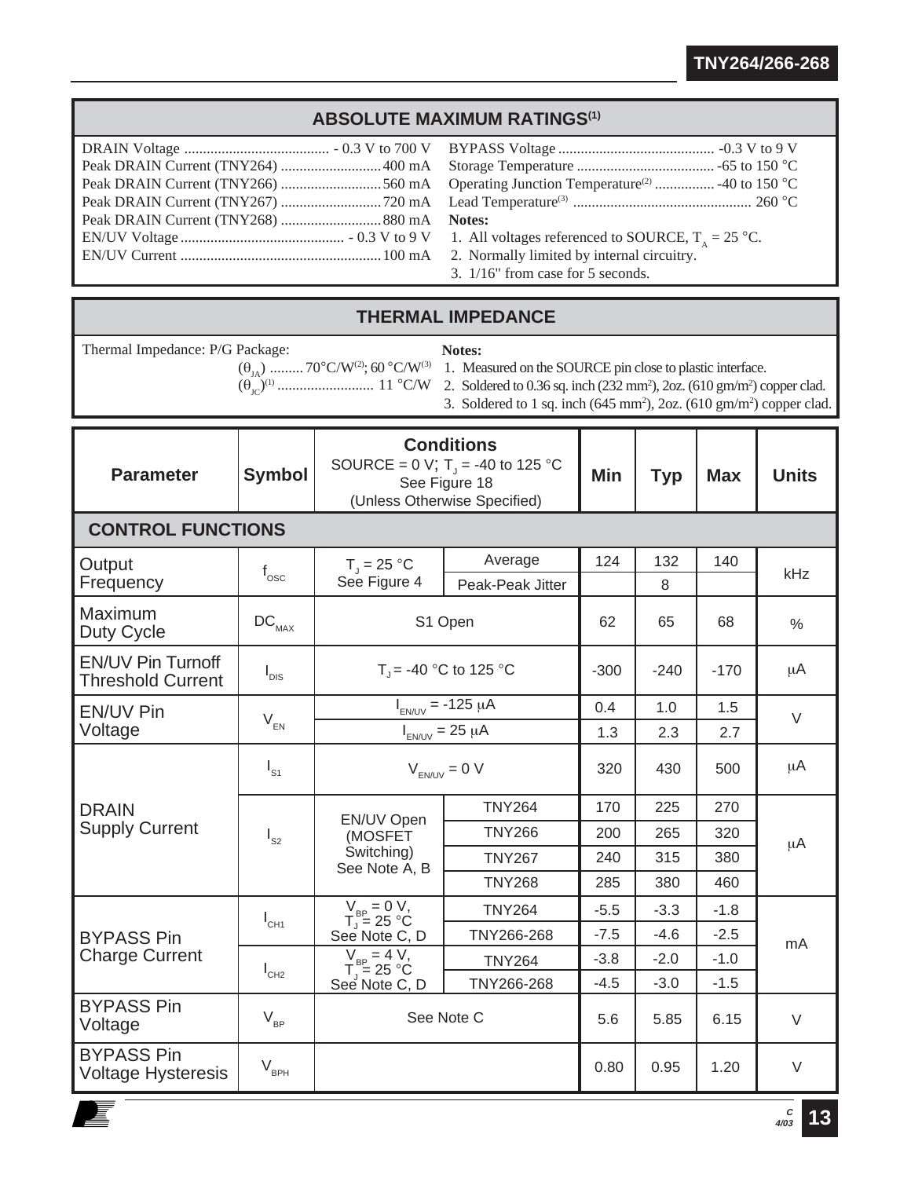## ABSOLUTE MAXIMUM RATINGS[1]

DRAIN Voltage ....................................... - 0.3 V to 700 V
Peak DRAIN Current (TNY264) ........................... 400 mA
Peak DRAIN Current (TNY266) ........................... 560 mA
Peak DRAIN Current (TNY267) ........................... 720 mA
Peak DRAIN Current (TNY268) ........................... 880 mA
EN/UV Voltage ............................................ - 0.3 V to 9 V
EN/UV Current ...................................................... 100 mA
BYPASS Voltage .......................................... -0.3 V to 9 V
Storage Temperature ..................................... -65 to 150 °C
Operating Junction Temperature[2] ................ -40 to 150 °C
Lead Temperature[3] ................................................ 260 °C

**Notes:**

1. All voltages referenced to SOURCE, $T_A$ = 25 °C.
2. Normally limited by internal circuitry.
3. 1/16" from case for 5 seconds.

## THERMAL IMPEDANCE

Thermal Impedance: P/G Package:
($\theta_{JA}$) ......... 70°C/W[2]; 60 °C/W[3]
($\theta_{JC}$)[1] .......................... 11 °C/W

**Notes:**

1. Measured on the SOURCE pin close to plastic interface.
2. Soldered to 0.36 sq. inch (232 mm$^2$), 2oz. (610 gm/m$^2$) copper clad.
3. Soldered to 1 sq. inch (645 mm$^2$), 2oz. (610 gm/m$^2$) copper clad.

| Parameter | Symbol | Conditions SOURCE = 0 V; $T_J$ = -40 to 125 °C See Figure 18 (Unless Otherwise Specified) | | Min | Typ | Max | Units |
|---|---|---|---|---|---|---|---|
| **CONTROL FUNCTIONS** | | | | | | | |
| Output Frequency | $f_{OSC}$ | $T_J$ = 25 °C See Figure 4 | Average | 124 | 132 | 140 | kHz |
| | | | Peak-Peak Jitter | | 8 | | |
| Maximum Duty Cycle | $DC_{MAX}$ | S1 Open | | 62 | 65 | 68 | % |
| EN/UV Pin Turnoff Threshold Current | $I_{DIS}$ | $T_J$ = -40 °C to 125 °C | | -300 | -240 | -170 | µA |
| EN/UV Pin Voltage | $V_{EN}$ | $I_{EN/UV}$ = -125 µA | | 0.4 | 1.0 | 1.5 | V |
| | | $I_{EN/UV}$ = 25 µA | | 1.3 | 2.3 | 2.7 | |
| DRAIN Supply Current | $I_{S1}$ | $V_{EN/UV}$ = 0 V | | 320 | 430 | 500 | µA |
| | $I_{S2}$ | EN/UV Open (MOSFET Switching) See Note A, B | TNY264 | 170 | 225 | 270 | µA |
| | | | TNY266 | 200 | 265 | 320 | |
| | | | TNY267 | 240 | 315 | 380 | |
| | | | TNY268 | 285 | 380 | 460 | |
| BYPASS Pin Charge Current | $I_{CH1}$ | $V_{BP}$ = 0 V, $T_J$ = 25 °C See Note C, D | TNY264 | -5.5 | -3.3 | -1.8 | mA |
| | | | TNY266-268 | -7.5 | -4.6 | -2.5 | |
| | $I_{CH2}$ | $V_{BP}$ = 4 V, $T_J$ = 25 °C See Note C, D | TNY264 | -3.8 | -2.0 | -1.0 | |
| | | | TNY266-268 | -4.5 | -3.0 | -1.5 | |
| BYPASS Pin Voltage | $V_{BP}$ | See Note C | | 5.6 | 5.85 | 6.15 | V |
| BYPASS Pin Voltage Hysteresis | $V_{BPH}$ | | | 0.80 | 0.95 | 1.20 | V |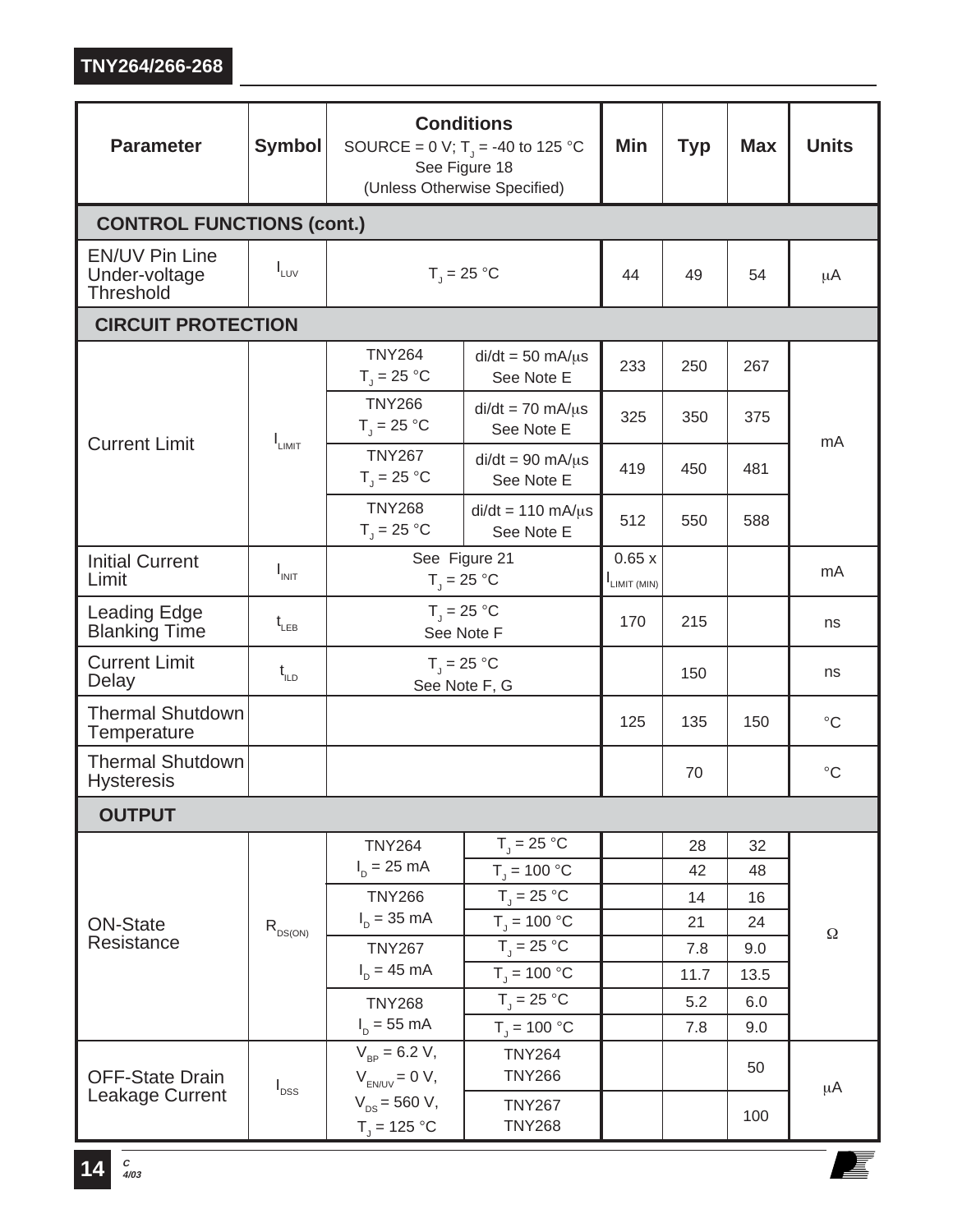| Parameter | Symbol | Conditions SOURCE = 0 V; $T_J$ = -40 to 125 °C See Figure 18 (Unless Otherwise Specified) | | Min | Typ | Max | Units |
|---|---|---|---|---|---|---|---|
| **CONTROL FUNCTIONS (cont.)** | | | | | | | |
| EN/UV Pin Line Under-voltage Threshold | $I_{LUV}$ | $T_J$ = 25 °C | | 44 | 49 | 54 | μA |
| **CIRCUIT PROTECTION** | | | | | | | |
| Current Limit | $I_{LIMIT}$ | TNY264 $T_J$ = 25 °C | di/dt = 50 mA/μs See Note E | 233 | 250 | 267 | mA |
| | | TNY266 $T_J$ = 25 °C | di/dt = 70 mA/μs See Note E | 325 | 350 | 375 | |
| | | TNY267 $T_J$ = 25 °C | di/dt = 90 mA/μs See Note E | 419 | 450 | 481 | |
| | | TNY268 $T_J$ = 25 °C | di/dt = 110 mA/μs See Note E | 512 | 550 | 588 | |
| Initial Current Limit | $I_{INIT}$ | See Figure 21 $T_J$ = 25 °C | | 0.65 x $I_{LIMIT (MIN)}$ | | | mA |
| Leading Edge Blanking Time | $t_{LEB}$ | $T_J$ = 25 °C See Note F | | 170 | 215 | | ns |
| Current Limit Delay | $t_{ILD}$ | $T_J$ = 25 °C See Note F, G | | | 150 | | ns |
| Thermal Shutdown Temperature | | | | 125 | 135 | 150 | °C |
| Thermal Shutdown Hysteresis | | | | | 70 | | °C |
| **OUTPUT** | | | | | | | |
| ON-State Resistance | $R_{DS(ON)}$ | TNY264 $I_D$ = 25 mA | $T_J$ = 25 °C | | 28 | 32 | Ω |
| | | | $T_J$ = 100 °C | | 42 | 48 | |
| | | TNY266 $I_D$ = 35 mA | $T_J$ = 25 °C | | 14 | 16 | |
| | | | $T_J$ = 100 °C | | 21 | 24 | |
| | | TNY267 $I_D$ = 45 mA | $T_J$ = 25 °C | | 7.8 | 9.0 | |
| | | | $T_J$ = 100 °C | | 11.7 | 13.5 | |
| | | TNY268 $I_D$ = 55 mA | $T_J$ = 25 °C | | 5.2 | 6.0 | |
| | | | $T_J$ = 100 °C | | 7.8 | 9.0 | |
| OFF-State Drain Leakage Current | $I_{DSS}$ | $V_{BP}$ = 6.2 V, $V_{EN/UV}$ = 0 V, $V_{DS}$ = 560 V, $T_J$ = 125 °C | TNY264 TNY266 | | | 50 | μA |
| | | | TNY267 TNY268 | | | 100 | |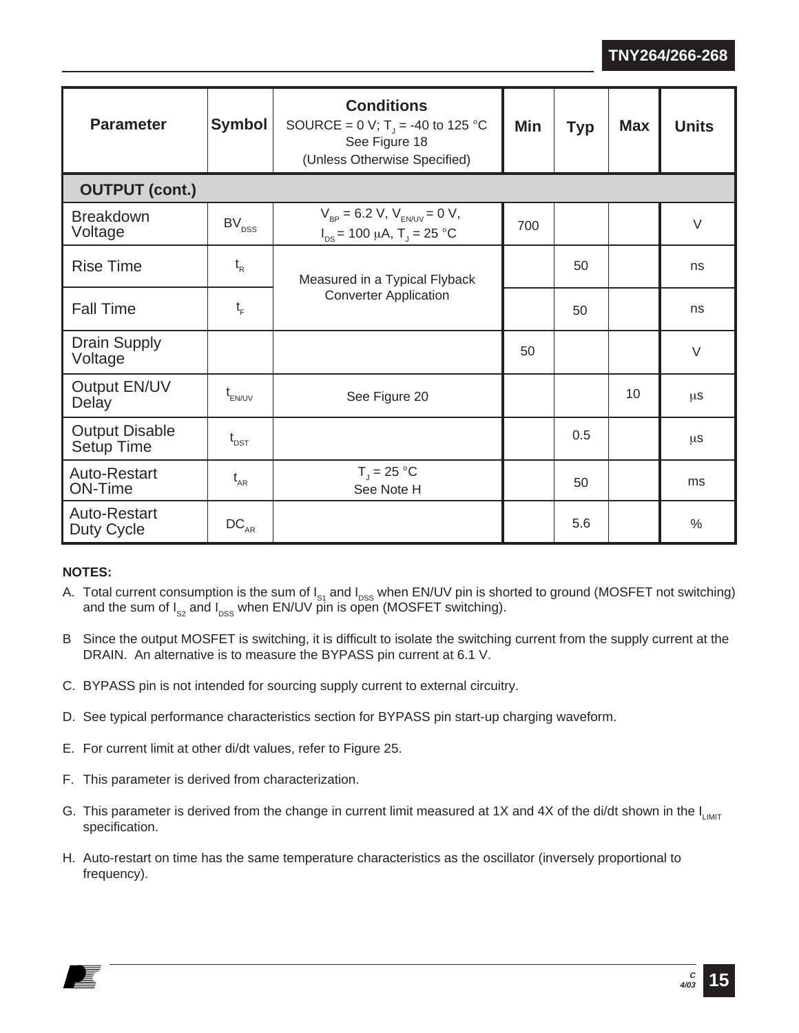| Parameter | Symbol | Conditions<br>SOURCE = 0 V; $T_J$ = -40 to 125 °C<br>See Figure 18<br>(Unless Otherwise Specified) | Min | Typ | Max | Units |
|---|---|---|---|---|---|---|
| **OUTPUT (cont.)** | | | | | | |
| Breakdown Voltage | $BV_{DSS}$ | $V_{BP}$ = 6.2 V, $V_{EN/UV}$ = 0 V, $I_{DS}$ = 100 μA, $T_J$ = 25 °C | 700 | | | V |
| Rise Time | $t_R$ | Measured in a Typical Flyback Converter Application | | 50 | | ns |
| Fall Time | $t_F$ | | | 50 | | ns |
| Drain Supply Voltage | | | 50 | | | V |
| Output EN/UV Delay | $t_{EN/UV}$ | See Figure 20 | | | 10 | μs |
| Output Disable Setup Time | $t_{DST}$ | | | 0.5 | | μs |
| Auto-Restart ON-Time | $t_{AR}$ | $T_J$ = 25 °C<br>See Note H | | 50 | | ms |
| Auto-Restart Duty Cycle | $DC_{AR}$ | | | 5.6 | | % |

**NOTES:**

A. Total current consumption is the sum of $I_{S1}$ and $I_{DSS}$ when EN/UV pin is shorted to ground (MOSFET not switching) and the sum of $I_{S2}$ and $I_{DSS}$ when EN/UV pin is open (MOSFET switching).

B Since the output MOSFET is switching, it is difficult to isolate the switching current from the supply current at the DRAIN. An alternative is to measure the BYPASS pin current at 6.1 V.

C. BYPASS pin is not intended for sourcing supply current to external circuitry.

D. See typical performance characteristics section for BYPASS pin start-up charging waveform.

E. For current limit at other di/dt values, refer to Figure 25.

F. This parameter is derived from characterization.

G. This parameter is derived from the change in current limit measured at 1X and 4X of the di/dt shown in the $I_{LIMIT}$ specification.

H. Auto-restart on time has the same temperature characteristics as the oscillator (inversely proportional to frequency).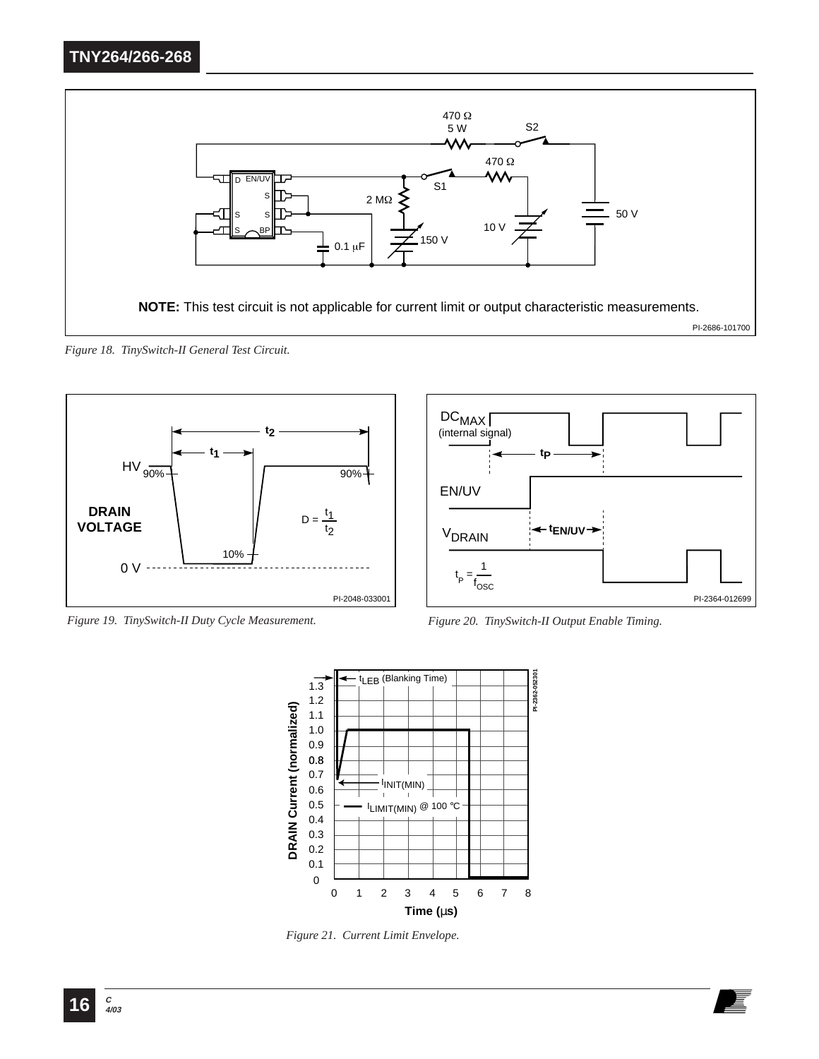**NOTE:** This test circuit is not applicable for current limit or output characteristic measurements.

*Figure 18. TinySwitch-II General Test Circuit.*

*Figure 19. TinySwitch-II Duty Cycle Measurement.*

*Figure 20. TinySwitch-II Output Enable Timing.*

*Figure 21. Current Limit Envelope.*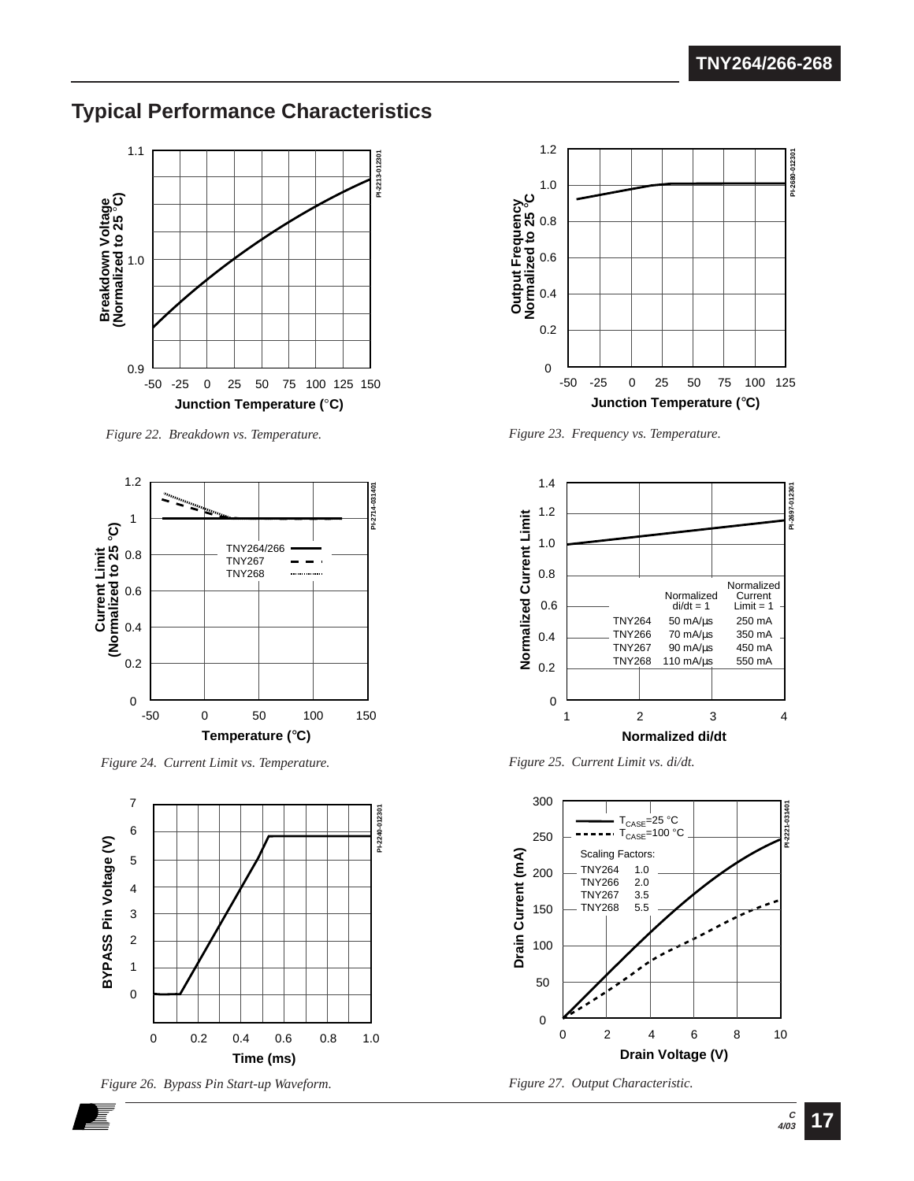## Typical Performance Characteristics

Figure 22. Breakdown vs. Temperature.

Figure 23. Frequency vs. Temperature.

Figure 24. Current Limit vs. Temperature.

Figure 25. Current Limit vs. di/dt.

Figure 26. Bypass Pin Start-up Waveform.

Figure 27. Output Characteristic.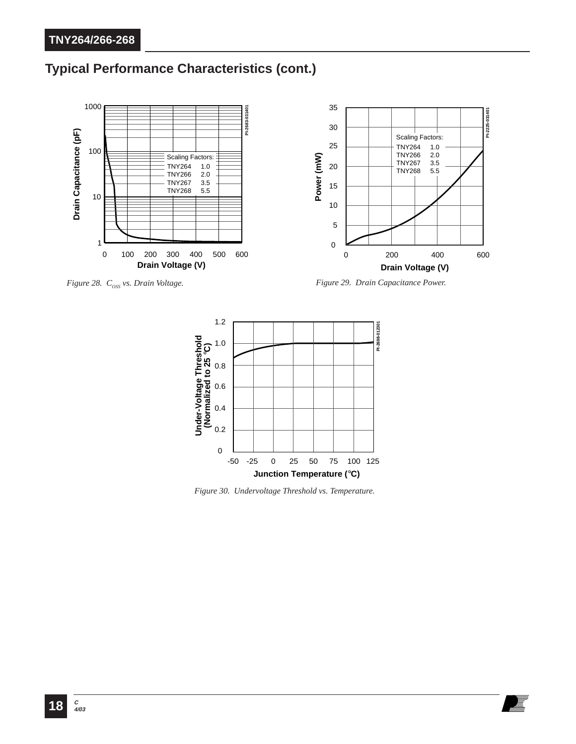## Typical Performance Characteristics (cont.)

*Figure 28. $C_{OSS}$ vs. Drain Voltage.*

*Figure 29. Drain Capacitance Power.*

*Figure 30. Undervoltage Threshold vs. Temperature.*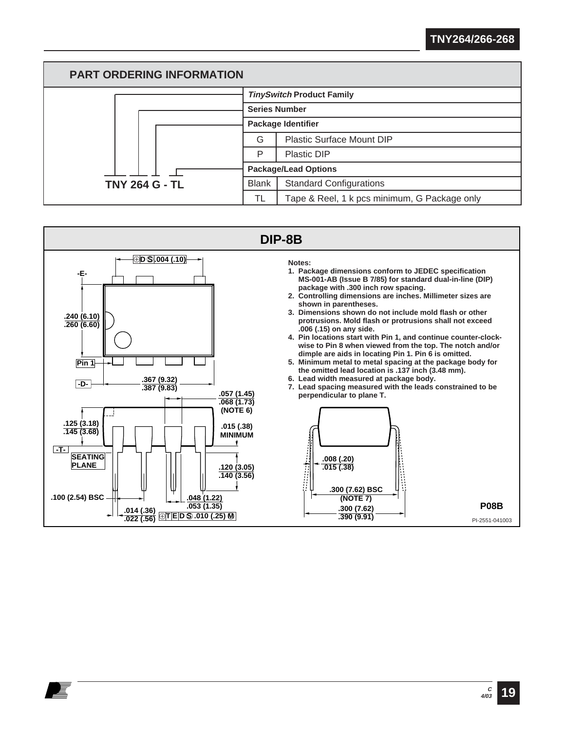## PART ORDERING INFORMATION

**TNY 264 G - TL**

| | |
|---|---|
| ***TinySwitch* Product Family** | |
| **Series Number** | |
| **Package Identifier** | |
| G | Plastic Surface Mount DIP |
| P | Plastic DIP |
| **Package/Lead Options** | |
| Blank | Standard Configurations |
| TL | Tape & Reel, 1 k pcs minimum, G Package only |

## DIP-8B

-E-

.240 (6.10)
.260 (6.60)

Pin 1

-D-

⊕ D Ⓢ .004 (.10)

.367 (9.32)
.387 (9.83)

.057 (1.45)
.068 (1.73)
(NOTE 6)

.125 (3.18)
.145 (3.68)

.015 (.38)
MINIMUM

-T-
SEATING PLANE

.120 (3.05)
.140 (3.56)

.100 (2.54) BSC

.048 (1.22)
.053 (1.35)

.014 (.36)
.022 (.56)

⊕ T E D Ⓢ .010 (.25) Ⓜ

.008 (.20)
.015 (.38)

.300 (7.62) BSC
(NOTE 7)

.300 (7.62)
.390 (9.91)

**Notes:**

1. Package dimensions conform to JEDEC specification MS-001-AB (Issue B 7/85) for standard dual-in-line (DIP) package with .300 inch row spacing.
2. Controlling dimensions are inches. Millimeter sizes are shown in parentheses.
3. Dimensions shown do not include mold flash or other protrusions. Mold flash or protrusions shall not exceed .006 (.15) on any side.
4. Pin locations start with Pin 1, and continue counter-clock-wise to Pin 8 when viewed from the top. The notch and/or dimple are aids in locating Pin 1. Pin 6 is omitted.
5. Minimum metal to metal spacing at the package body for the omitted lead location is .137 inch (3.48 mm).
6. Lead width measured at package body.
7. Lead spacing measured with the leads constrained to be perpendicular to plane T.

**P08B**

PI-2551-041003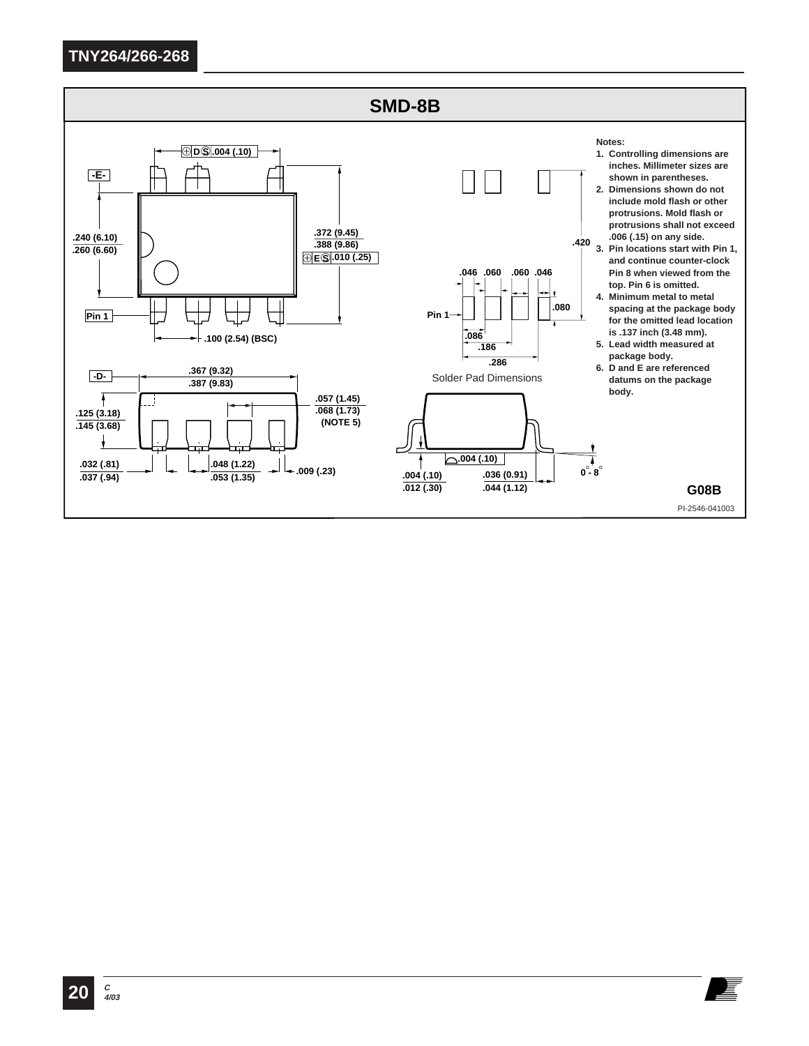## SMD-8B

Notes:

1. Controlling dimensions are inches. Millimeter sizes are shown in parentheses.
2. Dimensions shown do not include mold flash or other protrusions. Mold flash or protrusions shall not exceed .006 (.15) on any side.
3. Pin locations start with Pin 1, and continue counter-clock Pin 8 when viewed from the top. Pin 6 is omitted.
4. Minimum metal to metal spacing at the package body for the omitted lead location is .137 inch (3.48 mm).
5. Lead width measured at package body.
6. D and E are referenced datums on the package body.

⊕ D Ⓢ .004 (.10)

-E-

.240 (6.10)
.260 (6.60)

.372 (9.45)
.388 (9.86)

⊕ E Ⓢ .010 (.25)

Pin 1

.100 (2.54) (BSC)

-D-

.367 (9.32)
.387 (9.83)

.057 (1.45)
.068 (1.73)
(NOTE 5)

.125 (3.18)
.145 (3.68)

.032 (.81)
.037 (.94)

.048 (1.22)
.053 (1.35)

.009 (.23)

.420

.046 .060 .060 .046

.080

Pin 1

.086

.186

.286

Solder Pad Dimensions

.004 (.10)

.004 (.10)
.012 (.30)

.036 (0.91)
.044 (1.12)

0° - 8°

G08B

PI-2546-041003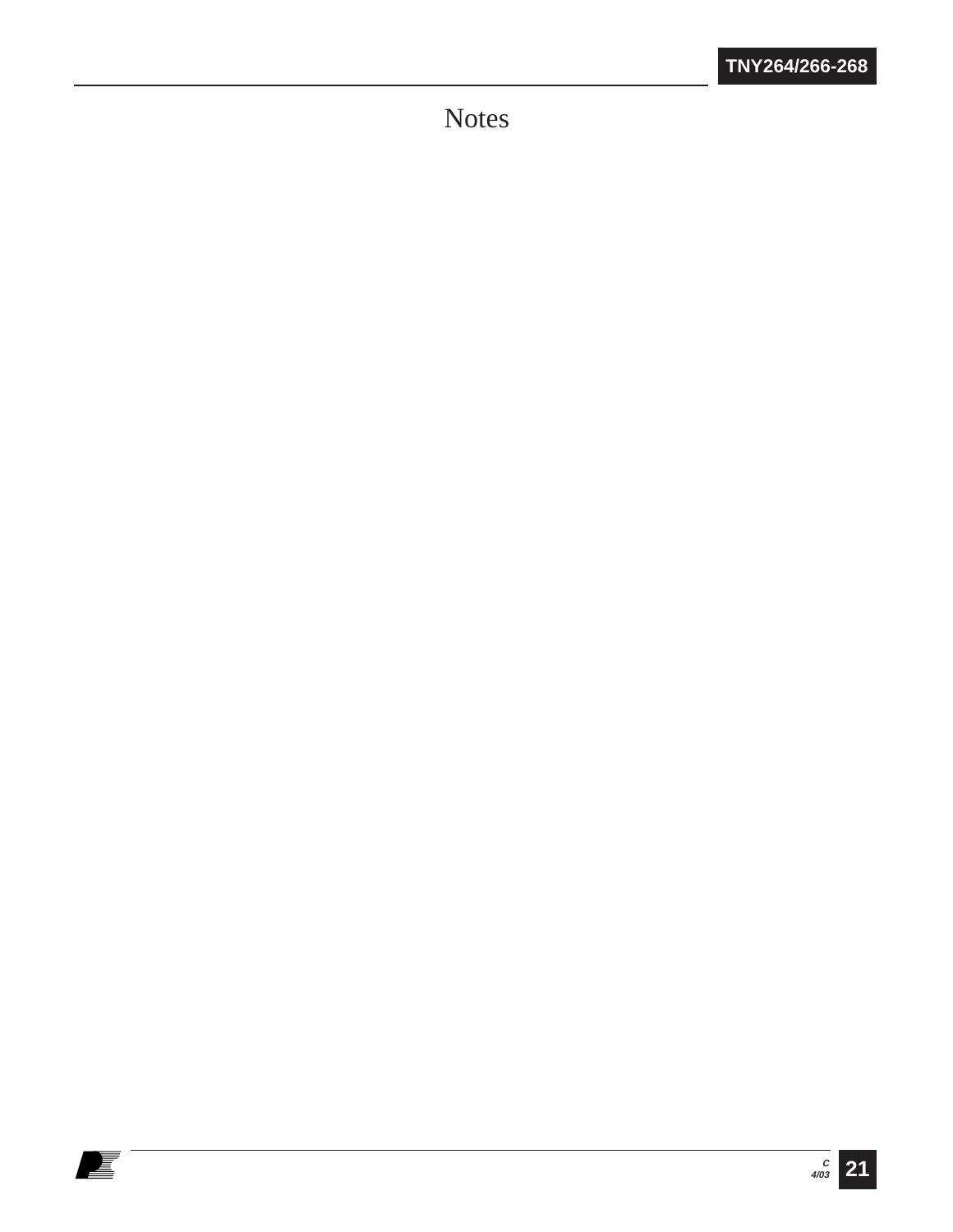# Notes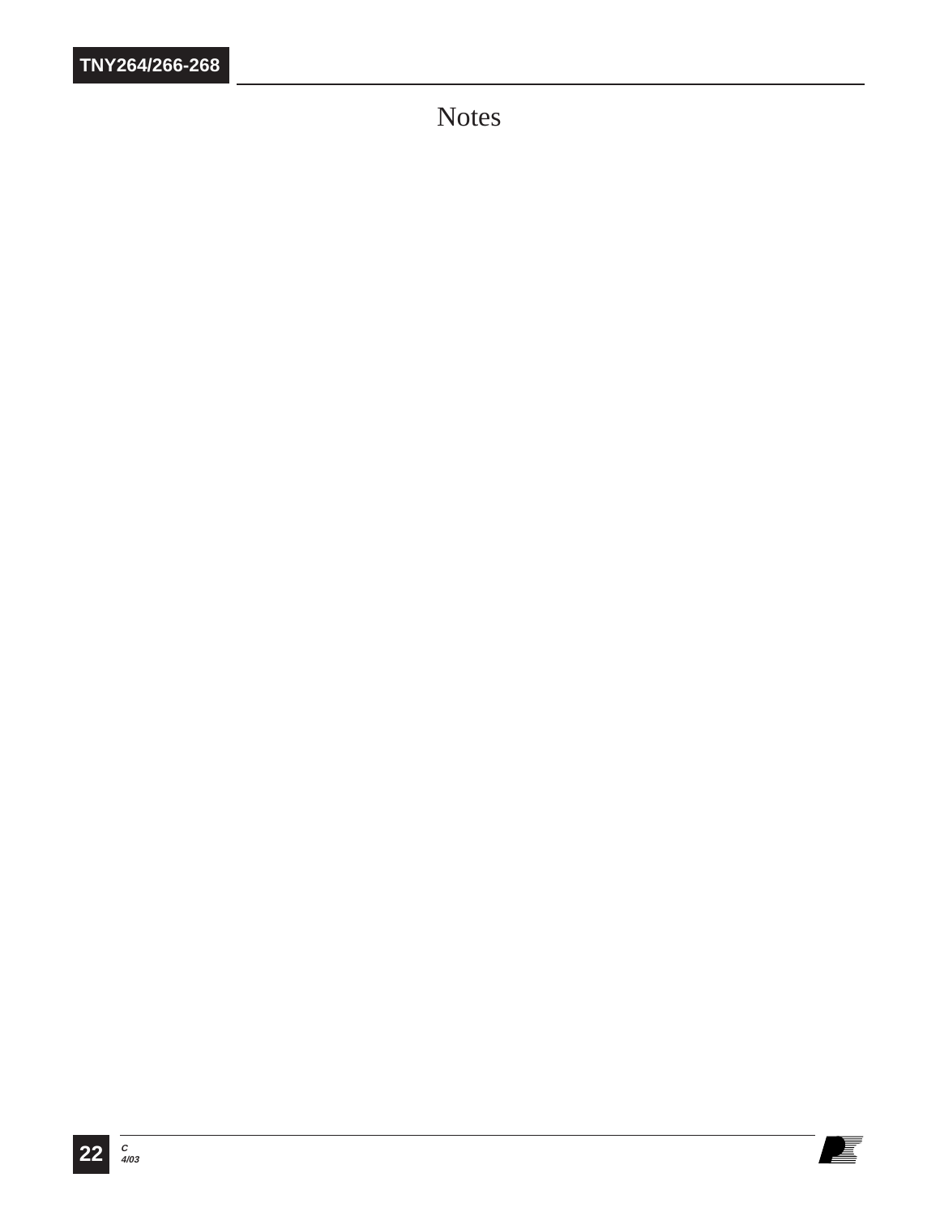# Notes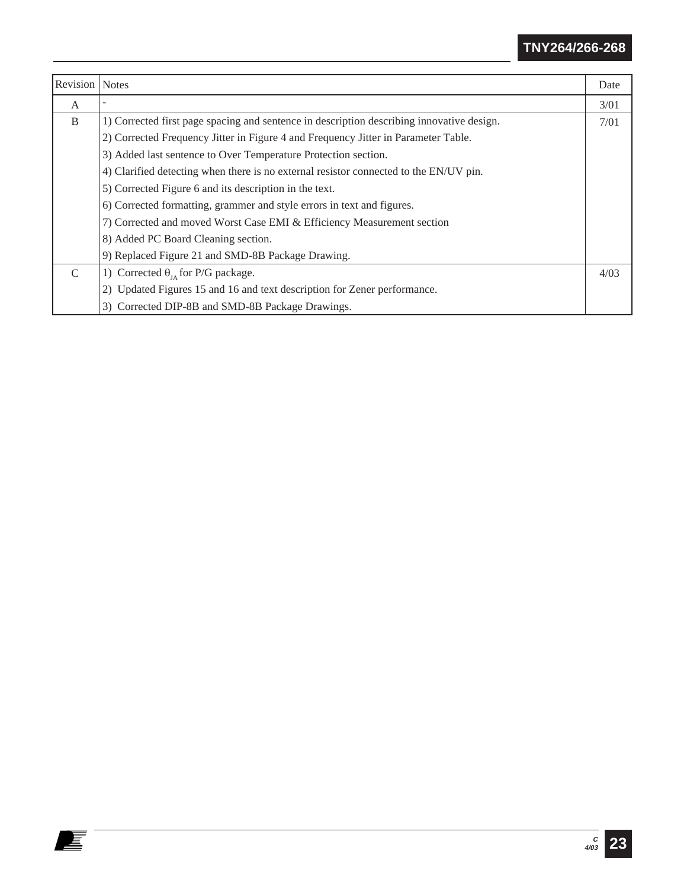| Revision | Notes | Date |
|---|---|---|
| A | - | 3/01 |
| B | 1) Corrected first page spacing and sentence in description describing innovative design.<br>2) Corrected Frequency Jitter in Figure 4 and Frequency Jitter in Parameter Table.<br>3) Added last sentence to Over Temperature Protection section.<br>4) Clarified detecting when there is no external resistor connected to the EN/UV pin.<br>5) Corrected Figure 6 and its description in the text.<br>6) Corrected formatting, grammer and style errors in text and figures.<br>7) Corrected and moved Worst Case EMI & Efficiency Measurement section<br>8) Added PC Board Cleaning section.<br>9) Replaced Figure 21 and SMD-8B Package Drawing. | 7/01 |
| C | 1) Corrected $\theta_{JA}$ for P/G package.<br>2) Updated Figures 15 and 16 and text description for Zener performance.<br>3) Corrected DIP-8B and SMD-8B Package Drawings. | 4/03 |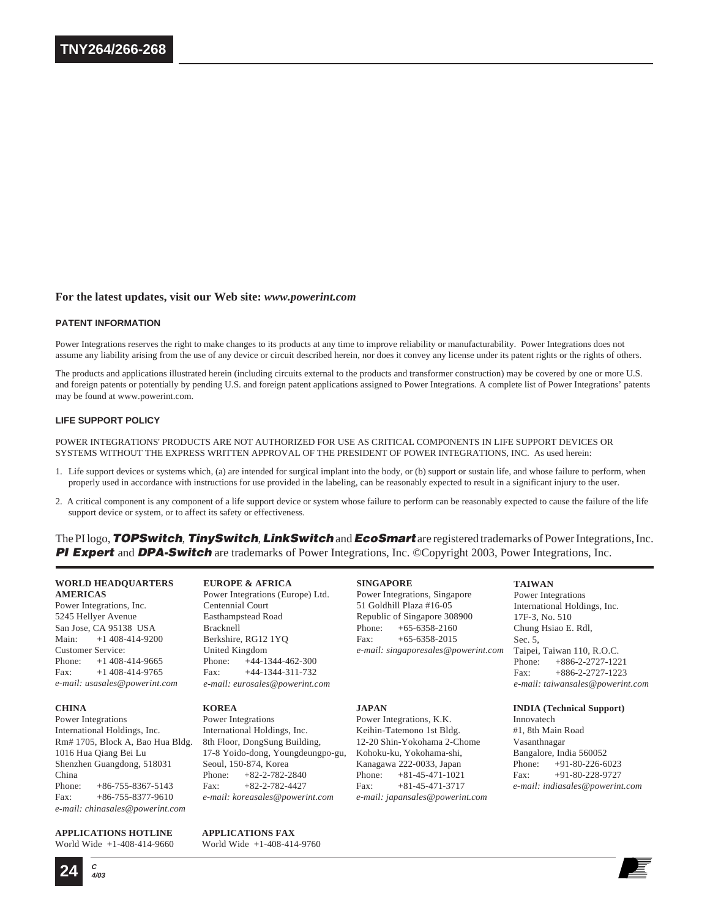**For the latest updates, visit our Web site:** ***www.powerint.com***

#### PATENT INFORMATION

Power Integrations reserves the right to make changes to its products at any time to improve reliability or manufacturability. Power Integrations does not assume any liability arising from the use of any device or circuit described herein, nor does it convey any license under its patent rights or the rights of others.

The products and applications illustrated herein (including circuits external to the products and transformer construction) may be covered by one or more U.S. and foreign patents or potentially by pending U.S. and foreign patent applications assigned to Power Integrations. A complete list of Power Integrations' patents may be found at www.powerint.com.

#### LIFE SUPPORT POLICY

POWER INTEGRATIONS' PRODUCTS ARE NOT AUTHORIZED FOR USE AS CRITICAL COMPONENTS IN LIFE SUPPORT DEVICES OR SYSTEMS WITHOUT THE EXPRESS WRITTEN APPROVAL OF THE PRESIDENT OF POWER INTEGRATIONS, INC. As used herein:

1. Life support devices or systems which, (a) are intended for surgical implant into the body, or (b) support or sustain life, and whose failure to perform, when properly used in accordance with instructions for use provided in the labeling, can be reasonably expected to result in a significant injury to the user.
2. A critical component is any component of a life support device or system whose failure to perform can be reasonably expected to cause the failure of the life support device or system, or to affect its safety or effectiveness.

The PI logo, ***TOPSwitch***, ***TinySwitch***, ***LinkSwitch*** and ***EcoSmart*** are registered trademarks of Power Integrations, Inc. ***PI Expert*** and ***DPA-Switch*** are trademarks of Power Integrations, Inc. ©Copyright 2003, Power Integrations, Inc.

**WORLD HEADQUARTERS**
**AMERICAS**
Power Integrations, Inc.
5245 Hellyer Avenue
San Jose, CA 95138 USA
Main: +1 408-414-9200
Customer Service:
Phone: +1 408-414-9665
Fax: +1 408-414-9765
*e-mail: usasales@powerint.com*

**EUROPE & AFRICA**
Power Integrations (Europe) Ltd.
Centennial Court
Easthampstead Road
Bracknell
Berkshire, RG12 1YQ
United Kingdom
Phone: +44-1344-462-300
Fax: +44-1344-311-732
*e-mail: eurosales@powerint.com*

**SINGAPORE**
Power Integrations, Singapore
51 Goldhill Plaza #16-05
Republic of Singapore 308900
Phone: +65-6358-2160
Fax: +65-6358-2015
*e-mail: singaporesales@powerint.com*

**TAIWAN**
Power Integrations
International Holdings, Inc.
17F-3, No. 510
Chung Hsiao E. Rdl,
Sec. 5,
Taipei, Taiwan 110, R.O.C.
Phone: +886-2-2727-1221
Fax: +886-2-2727-1223
*e-mail: taiwansales@powerint.com*

**CHINA**
Power Integrations
International Holdings, Inc.
Rm# 1705, Block A, Bao Hua Bldg.
1016 Hua Qiang Bei Lu
Shenzhen Guangdong, 518031
China
Phone: +86-755-8367-5143
Fax: +86-755-8377-9610
*e-mail: chinasales@powerint.com*

**KOREA**
Power Integrations
International Holdings, Inc.
8th Floor, DongSung Building,
17-8 Yoido-dong, Youngdeungpo-gu,
Seoul, 150-874, Korea
Phone: +82-2-782-2840
Fax: +82-2-782-4427
*e-mail: koreasales@powerint.com*

**JAPAN**
Power Integrations, K.K.
Keihin-Tatemono 1st Bldg.
12-20 Shin-Yokohama 2-Chome
Kohoku-ku, Yokohama-shi,
Kanagawa 222-0033, Japan
Phone: +81-45-471-1021
Fax: +81-45-471-3717
*e-mail: japansales@powerint.com*

**INDIA (Technical Support)**
Innovatech
#1, 8th Main Road
Vasanthnagar
Bangalore, India 560052
Phone: +91-80-226-6023
Fax: +91-80-228-9727
*e-mail: indiasales@powerint.com*

**APPLICATIONS HOTLINE**
World Wide +1-408-414-9660

**APPLICATIONS FAX**
World Wide +1-408-414-9760

*C*
*4/03*